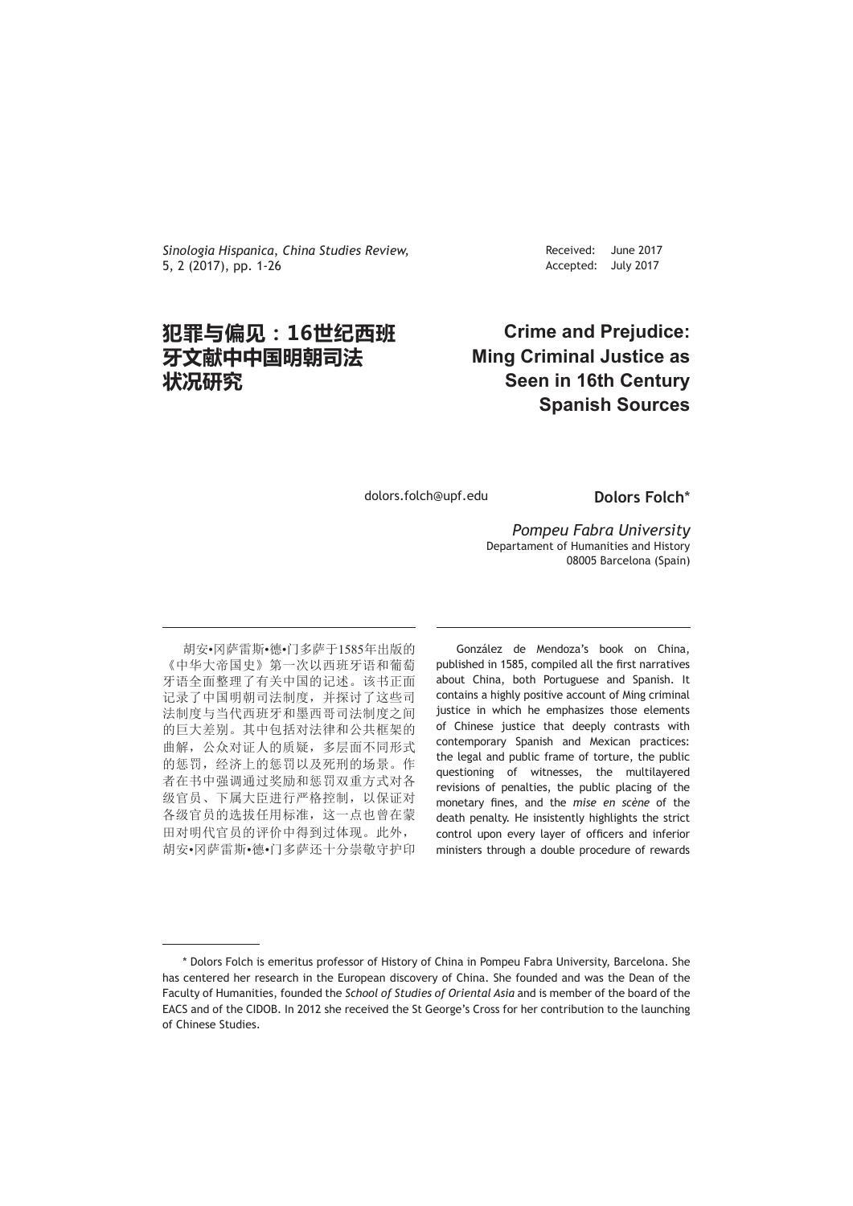*Sinologia Hispanica, China Studies Review,*
5, 2 (2017), pp. 1-26

Received: June 2017
Accepted: July 2017

# 犯罪与偏见：16世纪西班牙文献中中国明朝司法状况研究

# Crime and Prejudice: Ming Criminal Justice as Seen in 16th Century Spanish Sources

dolors.folch@upf.edu

**Dolors Folch***

*Pompeu Fabra University*
Departament of Humanities and History
08005 Barcelona (Spain)

胡安•冈萨雷斯•德•门多萨于1585年出版的《中华大帝国史》第一次以西班牙语和葡萄牙语全面整理了有关中国的记述。该书正面记录了中国明朝司法制度，并探讨了这些司法制度与当代西班牙和墨西哥司法制度之间的巨大差别。其中包括对法律和公共框架的曲解，公众对证人的质疑，多层面不同形式的惩罚，经济上的惩罚以及死刑的场景。作者在书中强调通过奖励和惩罚双重方式对各级官员、下属大臣进行严格控制，以保证对各级官员的选拔任用标准，这一点也曾在蒙田对明代官员的评价中得到过体现。此外，胡安•冈萨雷斯•德•门多萨还十分崇敬守护印

González de Mendoza's book on China, published in 1585, compiled all the first narratives about China, both Portuguese and Spanish. It contains a highly positive account of Ming criminal justice in which he emphasizes those elements of Chinese justice that deeply contrasts with contemporary Spanish and Mexican practices: the legal and public frame of torture, the public questioning of witnesses, the multilayered revisions of penalties, the public placing of the monetary fines, and the *mise en scène* of the death penalty. He insistently highlights the strict control upon every layer of officers and inferior ministers through a double procedure of rewards

---

\* Dolors Folch is emeritus professor of History of China in Pompeu Fabra University, Barcelona. She has centered her research in the European discovery of China. She founded and was the Dean of the Faculty of Humanities, founded the *School of Studies of Oriental Asia* and is member of the board of the EACS and of the CIDOB. In 2012 she received the St George's Cross for her contribution to the launching of Chinese Studies.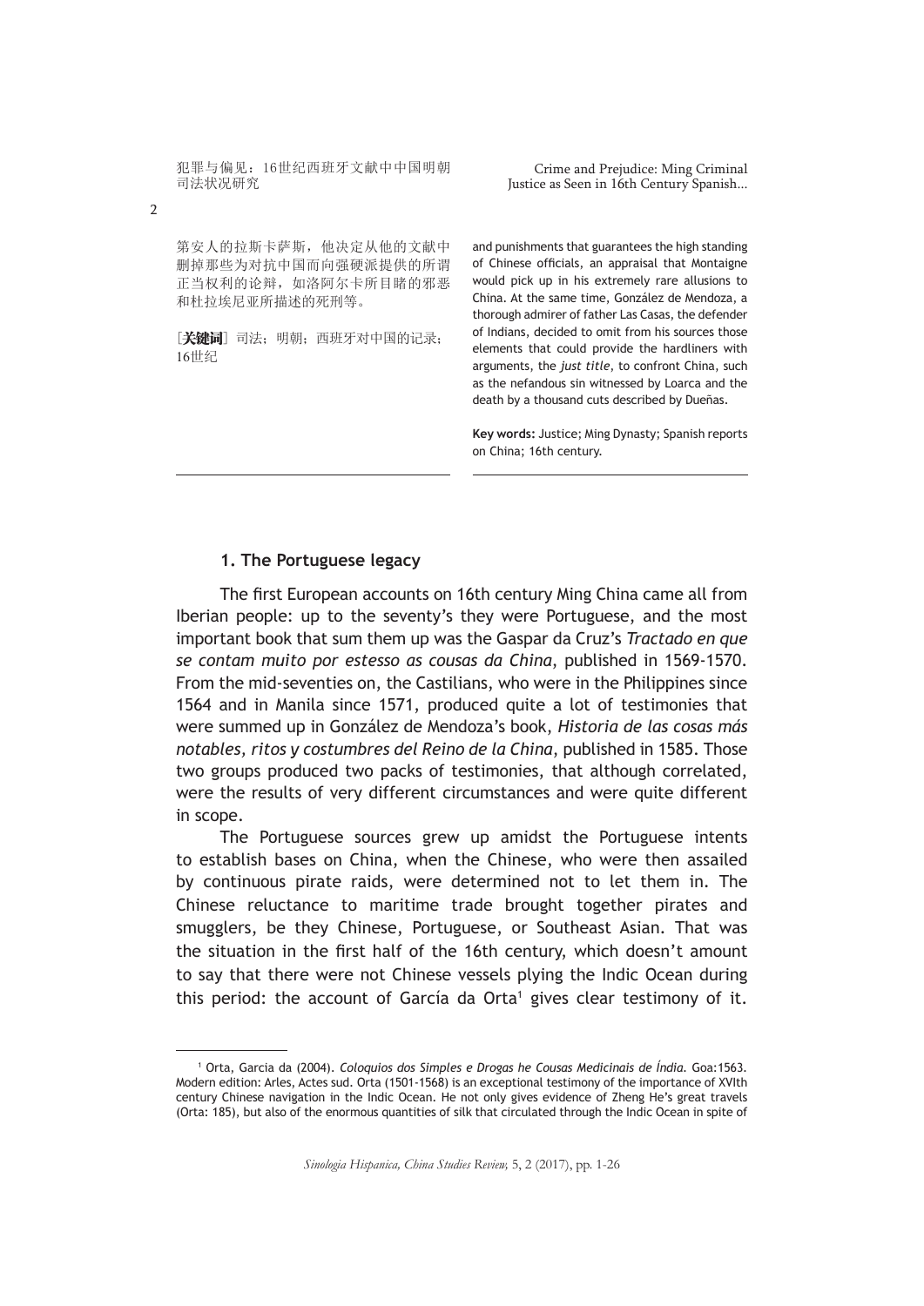第安人的拉斯卡萨斯，他决定从他的文献中删掉那些为对抗中国而向强硬派提供的所谓正当权利的论辩，如洛阿尔卡所目睹的邪恶和杜拉埃尼亚所描述的死刑等。

［**关键词**］司法；明朝；西班牙对中国的记录；16世纪

and punishments that guarantees the high standing of Chinese officials, an appraisal that Montaigne would pick up in his extremely rare allusions to China. At the same time, González de Mendoza, a thorough admirer of father Las Casas, the defender of Indians, decided to omit from his sources those elements that could provide the hardliners with arguments, the *just title*, to confront China, such as the nefandous sin witnessed by Loarca and the death by a thousand cuts described by Dueñas.

**Key words:** Justice; Ming Dynasty; Spanish reports on China; 16th century.

## 1. The Portuguese legacy

The first European accounts on 16th century Ming China came all from Iberian people: up to the seventy's they were Portuguese, and the most important book that sum them up was the Gaspar da Cruz's *Tractado en que se contam muito por estesso as cousas da China*, published in 1569-1570. From the mid-seventies on, the Castilians, who were in the Philippines since 1564 and in Manila since 1571, produced quite a lot of testimonies that were summed up in González de Mendoza's book, *Historia de las cosas más notables, ritos y costumbres del Reino de la China*, published in 1585. Those two groups produced two packs of testimonies, that although correlated, were the results of very different circumstances and were quite different in scope.

The Portuguese sources grew up amidst the Portuguese intents to establish bases on China, when the Chinese, who were then assailed by continuous pirate raids, were determined not to let them in. The Chinese reluctance to maritime trade brought together pirates and smugglers, be they Chinese, Portuguese, or Southeast Asian. That was the situation in the first half of the 16th century, which doesn't amount to say that there were not Chinese vessels plying the Indic Ocean during this period: the account of García da Orta[1] gives clear testimony of it.

[1] Orta, Garcia da (2004). *Coloquios dos Simples e Drogas he Cousas Medicinais de Índia.* Goa:1563. Modern edition: Arles, Actes sud. Orta (1501-1568) is an exceptional testimony of the importance of XVIth century Chinese navigation in the Indic Ocean. He not only gives evidence of Zheng He's great travels (Orta: 185), but also of the enormous quantities of silk that circulated through the Indic Ocean in spite of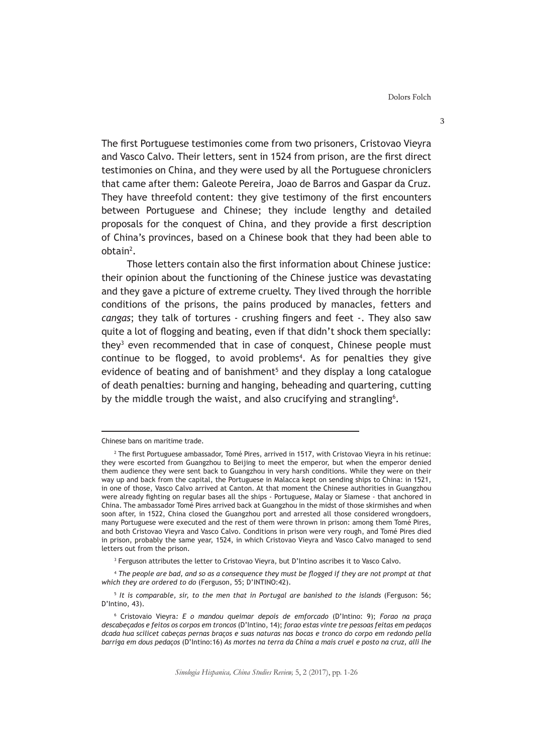The first Portuguese testimonies come from two prisoners, Cristovao Vieyra and Vasco Calvo. Their letters, sent in 1524 from prison, are the first direct testimonies on China, and they were used by all the Portuguese chroniclers that came after them: Galeote Pereira, Joao de Barros and Gaspar da Cruz. They have threefold content: they give testimony of the first encounters between Portuguese and Chinese; they include lengthy and detailed proposals for the conquest of China, and they provide a first description of China's provinces, based on a Chinese book that they had been able to obtain[2].

Those letters contain also the first information about Chinese justice: their opinion about the functioning of the Chinese justice was devastating and they gave a picture of extreme cruelty. They lived through the horrible conditions of the prisons, the pains produced by manacles, fetters and *cangas*; they talk of tortures - crushing fingers and feet -. They also saw quite a lot of flogging and beating, even if that didn't shock them specially: they[3] even recommended that in case of conquest, Chinese people must continue to be flogged, to avoid problems[4]. As for penalties they give evidence of beating and of banishment[5] and they display a long catalogue of death penalties: burning and hanging, beheading and quartering, cutting by the middle trough the waist, and also crucifying and strangling[6].

---

Chinese bans on maritime trade.

[2] The first Portuguese ambassador, Tomé Pires, arrived in 1517, with Cristovao Vieyra in his retinue: they were escorted from Guangzhou to Beijing to meet the emperor, but when the emperor denied them audience they were sent back to Guangzhou in very harsh conditions. While they were on their way up and back from the capital, the Portuguese in Malacca kept on sending ships to China: in 1521, in one of those, Vasco Calvo arrived at Canton. At that moment the Chinese authorities in Guangzhou were already fighting on regular bases all the ships - Portuguese, Malay or Siamese - that anchored in China. The ambassador Tomé Pires arrived back at Guangzhou in the midst of those skirmishes and when soon after, in 1522, China closed the Guangzhou port and arrested all those considered wrongdoers, many Portuguese were executed and the rest of them were thrown in prison: among them Tomé Pires, and both Cristovao Vieyra and Vasco Calvo. Conditions in prison were very rough, and Tomé Pires died in prison, probably the same year, 1524, in which Cristovao Vieyra and Vasco Calvo managed to send letters out from the prison.

[3] Ferguson attributes the letter to Cristovao Vieyra, but D'Intino ascribes it to Vasco Calvo.

[4] *The people are bad, and so as a consequence they must be flogged if they are not prompt at that which they are ordered to do* (Ferguson, 55; D'INTINO:42).

[5] *It is comparable, sir, to the men that in Portugal are banished to the islands* (Ferguson: 56; D'Intino, 43).

[6] Cristovaio Vieyra*: E o mandou queimar depois de emforcado* (D'Intino: 9); *Forao na praça descabeçados e feitos os corpos em troncos* (D'Intino, 14); *forao estas vinte tre pessoas feitas em pedaços dcada hua scilicet cabeças pernas braços e suas naturas nas bocas e tronco do corpo em redondo pella barriga em dous pedaços* (D'Intino:16) *As mortes na terra da China a mais cruel e posto na cruz, alli lhe*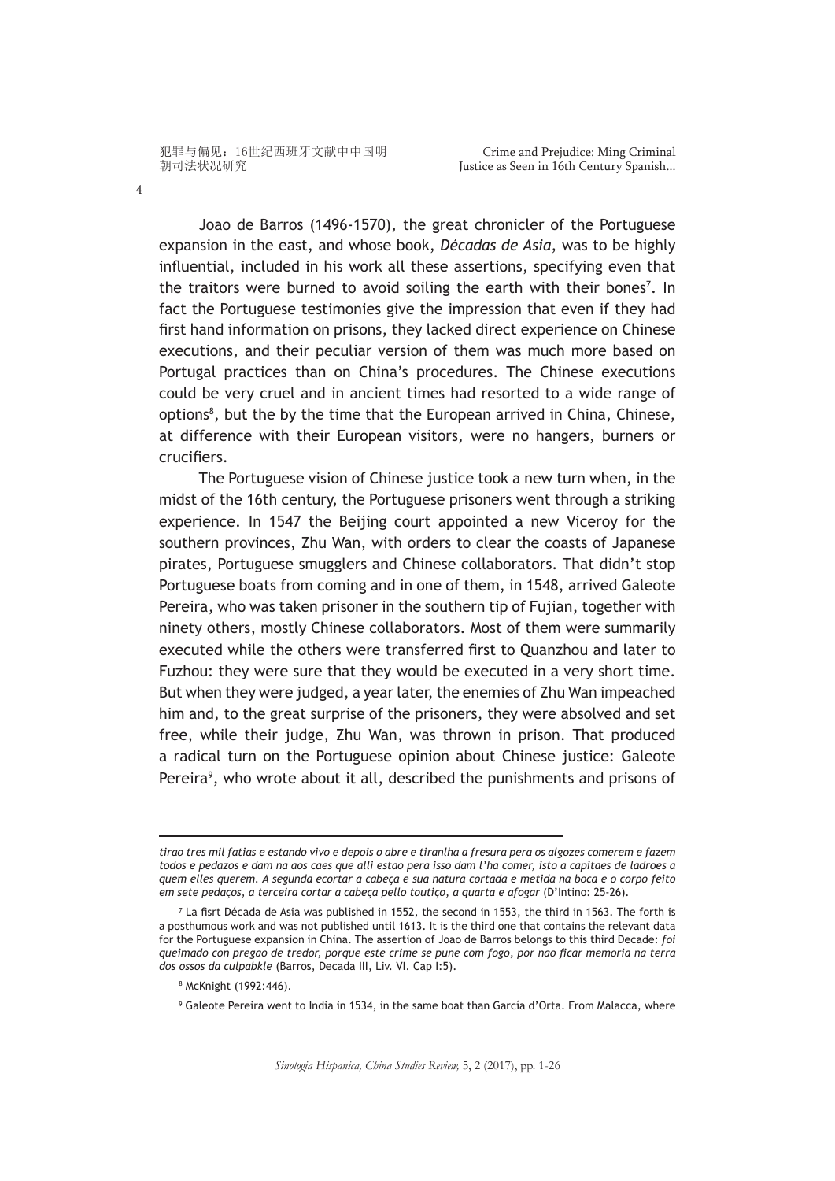Joao de Barros (1496-1570), the great chronicler of the Portuguese expansion in the east, and whose book, *Décadas de Asia*, was to be highly influential, included in his work all these assertions, specifying even that the traitors were burned to avoid soiling the earth with their bones[7]. In fact the Portuguese testimonies give the impression that even if they had first hand information on prisons, they lacked direct experience on Chinese executions, and their peculiar version of them was much more based on Portugal practices than on China's procedures. The Chinese executions could be very cruel and in ancient times had resorted to a wide range of options[8], but the by the time that the European arrived in China, Chinese, at difference with their European visitors, were no hangers, burners or crucifiers.

The Portuguese vision of Chinese justice took a new turn when, in the midst of the 16th century, the Portuguese prisoners went through a striking experience. In 1547 the Beijing court appointed a new Viceroy for the southern provinces, Zhu Wan, with orders to clear the coasts of Japanese pirates, Portuguese smugglers and Chinese collaborators. That didn't stop Portuguese boats from coming and in one of them, in 1548, arrived Galeote Pereira, who was taken prisoner in the southern tip of Fujian, together with ninety others, mostly Chinese collaborators. Most of them were summarily executed while the others were transferred first to Quanzhou and later to Fuzhou: they were sure that they would be executed in a very short time. But when they were judged, a year later, the enemies of Zhu Wan impeached him and, to the great surprise of the prisoners, they were absolved and set free, while their judge, Zhu Wan, was thrown in prison. That produced a radical turn on the Portuguese opinion about Chinese justice: Galeote Pereira[9], who wrote about it all, described the punishments and prisons of

---

*tirao tres mil fatias e estando vivo e depois o abre e tiranlha a fresura pera os algozes comerem e fazem todos e pedazos e dam na aos caes que alli estao pera isso dam l'ha comer, isto a capitaes de ladroes a quem elles querem. A segunda ecortar a cabeça e sua natura cortada e metida na boca e o corpo feito em sete pedaços, a terceira cortar a cabeça pello toutiço, a quarta e afogar* (D'Intino: 25-26).

[7] La fisrt Década de Asia was published in 1552, the second in 1553, the third in 1563. The forth is a posthumous work and was not published until 1613. It is the third one that contains the relevant data for the Portuguese expansion in China. The assertion of Joao de Barros belongs to this third Decade: *foi queimado con pregao de tredor, porque este crime se pune com fogo, por nao ficar memoria na terra dos ossos da culpabkle* (Barros, Decada III, Liv. VI. Cap I:5).

[8] McKnight (1992:446).

[9] Galeote Pereira went to India in 1534, in the same boat than García d'Orta. From Malacca, where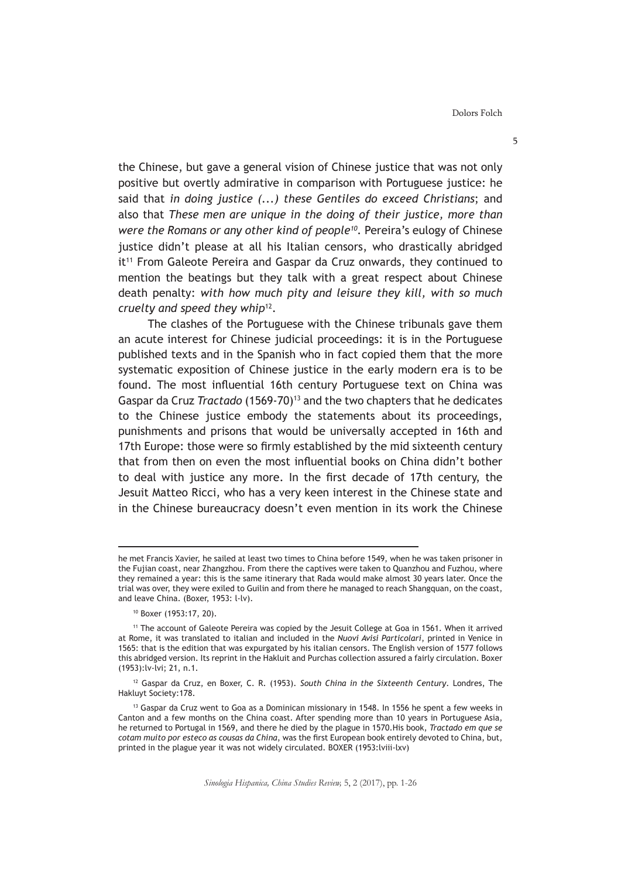the Chinese, but gave a general vision of Chinese justice that was not only positive but overtly admirative in comparison with Portuguese justice: he said that *in doing justice (...) these Gentiles do exceed Christians*; and also that *These men are unique in the doing of their justice, more than were the Romans or any other kind of people*[10]. Pereira's eulogy of Chinese justice didn't please at all his Italian censors, who drastically abridged it[11] From Galeote Pereira and Gaspar da Cruz onwards, they continued to mention the beatings but they talk with a great respect about Chinese death penalty: *with how much pity and leisure they kill, with so much cruelty and speed they whip*[12].

The clashes of the Portuguese with the Chinese tribunals gave them an acute interest for Chinese judicial proceedings: it is in the Portuguese published texts and in the Spanish who in fact copied them that the more systematic exposition of Chinese justice in the early modern era is to be found. The most influential 16th century Portuguese text on China was Gaspar da Cruz *Tractado* (1569-70)[13] and the two chapters that he dedicates to the Chinese justice embody the statements about its proceedings, punishments and prisons that would be universally accepted in 16th and 17th Europe: those were so firmly established by the mid sixteenth century that from then on even the most influential books on China didn't bother to deal with justice any more. In the first decade of 17th century, the Jesuit Matteo Ricci, who has a very keen interest in the Chinese state and in the Chinese bureaucracy doesn't even mention in its work the Chinese

---

he met Francis Xavier, he sailed at least two times to China before 1549, when he was taken prisoner in the Fujian coast, near Zhangzhou. From there the captives were taken to Quanzhou and Fuzhou, where they remained a year: this is the same itinerary that Rada would make almost 30 years later. Once the trial was over, they were exiled to Guilin and from there he managed to reach Shangquan, on the coast, and leave China. (Boxer, 1953: l-lv).

[10] Boxer (1953:17, 20).

[11] The account of Galeote Pereira was copied by the Jesuit College at Goa in 1561. When it arrived at Rome, it was translated to italian and included in the *Nuovi Avisi Particolari*, printed in Venice in 1565: that is the edition that was expurgated by his italian censors. The English version of 1577 follows this abridged version. Its reprint in the Hakluit and Purchas collection assured a fairly circulation. Boxer (1953):lv-lvi; 21, n.1.

[12] Gaspar da Cruz, en Boxer, C. R. (1953). *South China in the Sixteenth Century*. Londres, The Hakluyt Society:178.

[13] Gaspar da Cruz went to Goa as a Dominican missionary in 1548. In 1556 he spent a few weeks in Canton and a few months on the China coast. After spending more than 10 years in Portuguese Asia, he returned to Portugal in 1569, and there he died by the plague in 1570.His book, *Tractado em que se cotam muito por esteco as cousas da China*, was the first European book entirely devoted to China, but, printed in the plague year it was not widely circulated. BOXER (1953:lviii-lxv)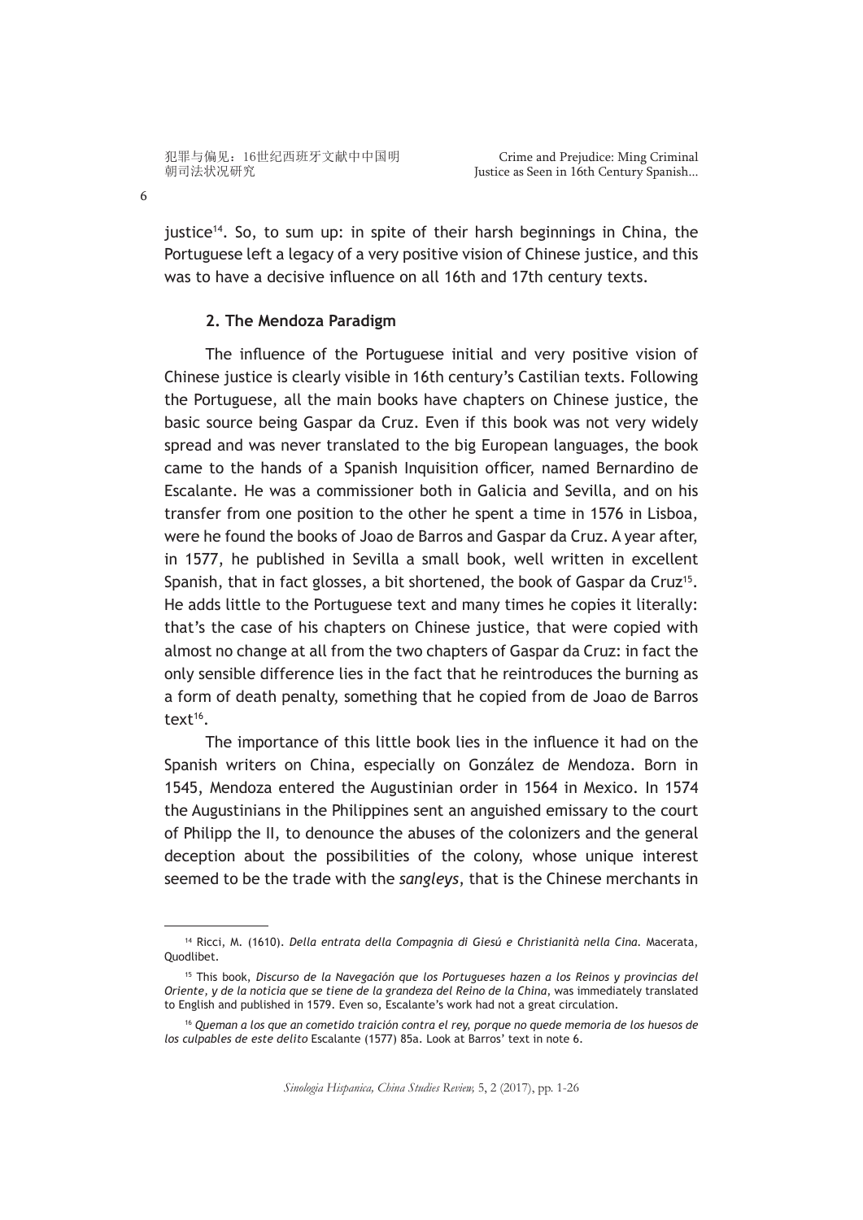justice[14]. So, to sum up: in spite of their harsh beginnings in China, the Portuguese left a legacy of a very positive vision of Chinese justice, and this was to have a decisive influence on all 16th and 17th century texts.

## 2. The Mendoza Paradigm

The influence of the Portuguese initial and very positive vision of Chinese justice is clearly visible in 16th century's Castilian texts. Following the Portuguese, all the main books have chapters on Chinese justice, the basic source being Gaspar da Cruz. Even if this book was not very widely spread and was never translated to the big European languages, the book came to the hands of a Spanish Inquisition officer, named Bernardino de Escalante. He was a commissioner both in Galicia and Sevilla, and on his transfer from one position to the other he spent a time in 1576 in Lisboa, were he found the books of Joao de Barros and Gaspar da Cruz. A year after, in 1577, he published in Sevilla a small book, well written in excellent Spanish, that in fact glosses, a bit shortened, the book of Gaspar da Cruz[15]. He adds little to the Portuguese text and many times he copies it literally: that's the case of his chapters on Chinese justice, that were copied with almost no change at all from the two chapters of Gaspar da Cruz: in fact the only sensible difference lies in the fact that he reintroduces the burning as a form of death penalty, something that he copied from de Joao de Barros text[16].

The importance of this little book lies in the influence it had on the Spanish writers on China, especially on González de Mendoza. Born in 1545, Mendoza entered the Augustinian order in 1564 in Mexico. In 1574 the Augustinians in the Philippines sent an anguished emissary to the court of Philipp the II, to denounce the abuses of the colonizers and the general deception about the possibilities of the colony, whose unique interest seemed to be the trade with the *sangleys*, that is the Chinese merchants in

---

[14] Ricci, M. (1610). *Della entrata della Compagnia di Giesú e Christianità nella Cina.* Macerata, Quodlibet.

[15] This book, *Discurso de la Navegación que los Portugueses hazen a los Reinos y provincias del Oriente, y de la noticia que se tiene de la grandeza del Reino de la China*, was immediately translated to English and published in 1579. Even so, Escalante's work had not a great circulation.

[16] *Queman a los que an cometido traición contra el rey, porque no quede memoria de los huesos de los culpables de este delito* Escalante (1577) 85a. Look at Barros' text in note 6.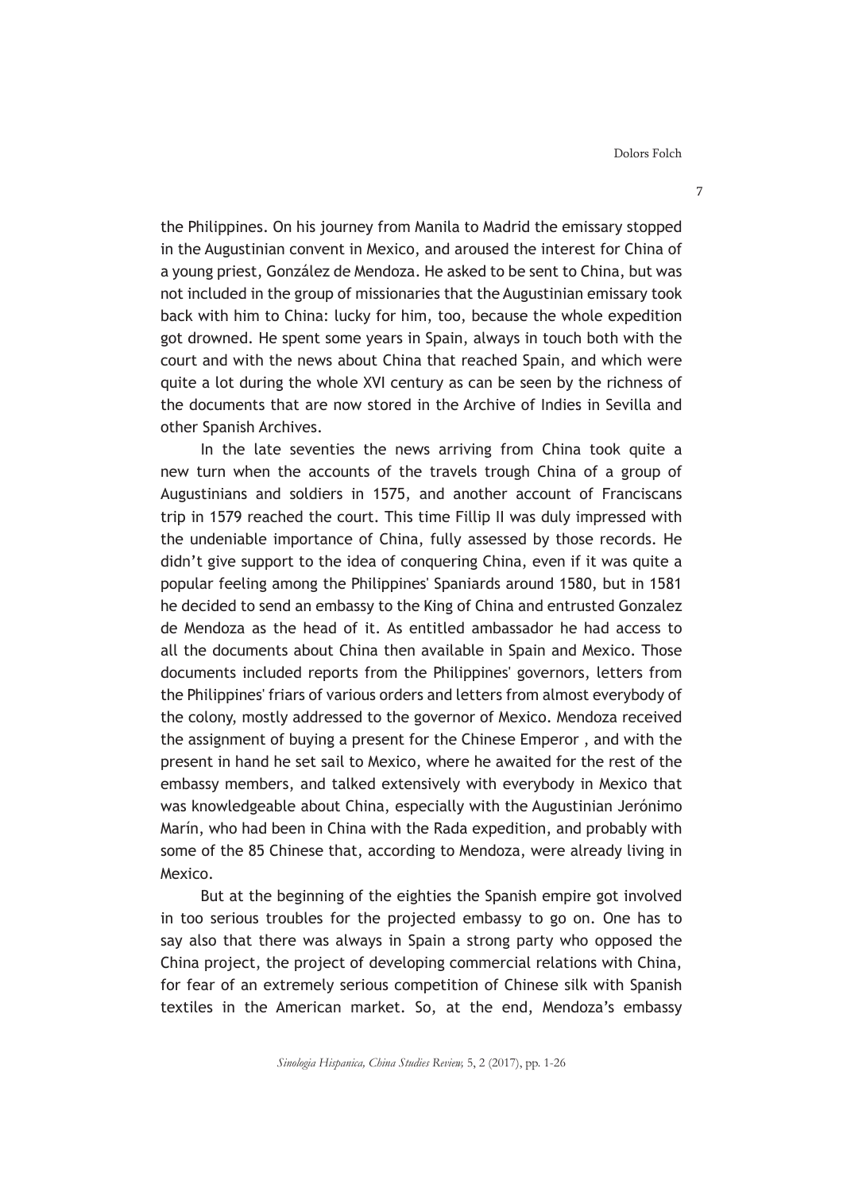the Philippines. On his journey from Manila to Madrid the emissary stopped in the Augustinian convent in Mexico, and aroused the interest for China of a young priest, González de Mendoza. He asked to be sent to China, but was not included in the group of missionaries that the Augustinian emissary took back with him to China: lucky for him, too, because the whole expedition got drowned. He spent some years in Spain, always in touch both with the court and with the news about China that reached Spain, and which were quite a lot during the whole XVI century as can be seen by the richness of the documents that are now stored in the Archive of Indies in Sevilla and other Spanish Archives.

In the late seventies the news arriving from China took quite a new turn when the accounts of the travels trough China of a group of Augustinians and soldiers in 1575, and another account of Franciscans trip in 1579 reached the court. This time Fillip II was duly impressed with the undeniable importance of China, fully assessed by those records. He didn't give support to the idea of conquering China, even if it was quite a popular feeling among the Philippines' Spaniards around 1580, but in 1581 he decided to send an embassy to the King of China and entrusted Gonzalez de Mendoza as the head of it. As entitled ambassador he had access to all the documents about China then available in Spain and Mexico. Those documents included reports from the Philippines' governors, letters from the Philippines' friars of various orders and letters from almost everybody of the colony, mostly addressed to the governor of Mexico. Mendoza received the assignment of buying a present for the Chinese Emperor , and with the present in hand he set sail to Mexico, where he awaited for the rest of the embassy members, and talked extensively with everybody in Mexico that was knowledgeable about China, especially with the Augustinian Jerónimo Marín, who had been in China with the Rada expedition, and probably with some of the 85 Chinese that, according to Mendoza, were already living in Mexico.

But at the beginning of the eighties the Spanish empire got involved in too serious troubles for the projected embassy to go on. One has to say also that there was always in Spain a strong party who opposed the China project, the project of developing commercial relations with China, for fear of an extremely serious competition of Chinese silk with Spanish textiles in the American market. So, at the end, Mendoza's embassy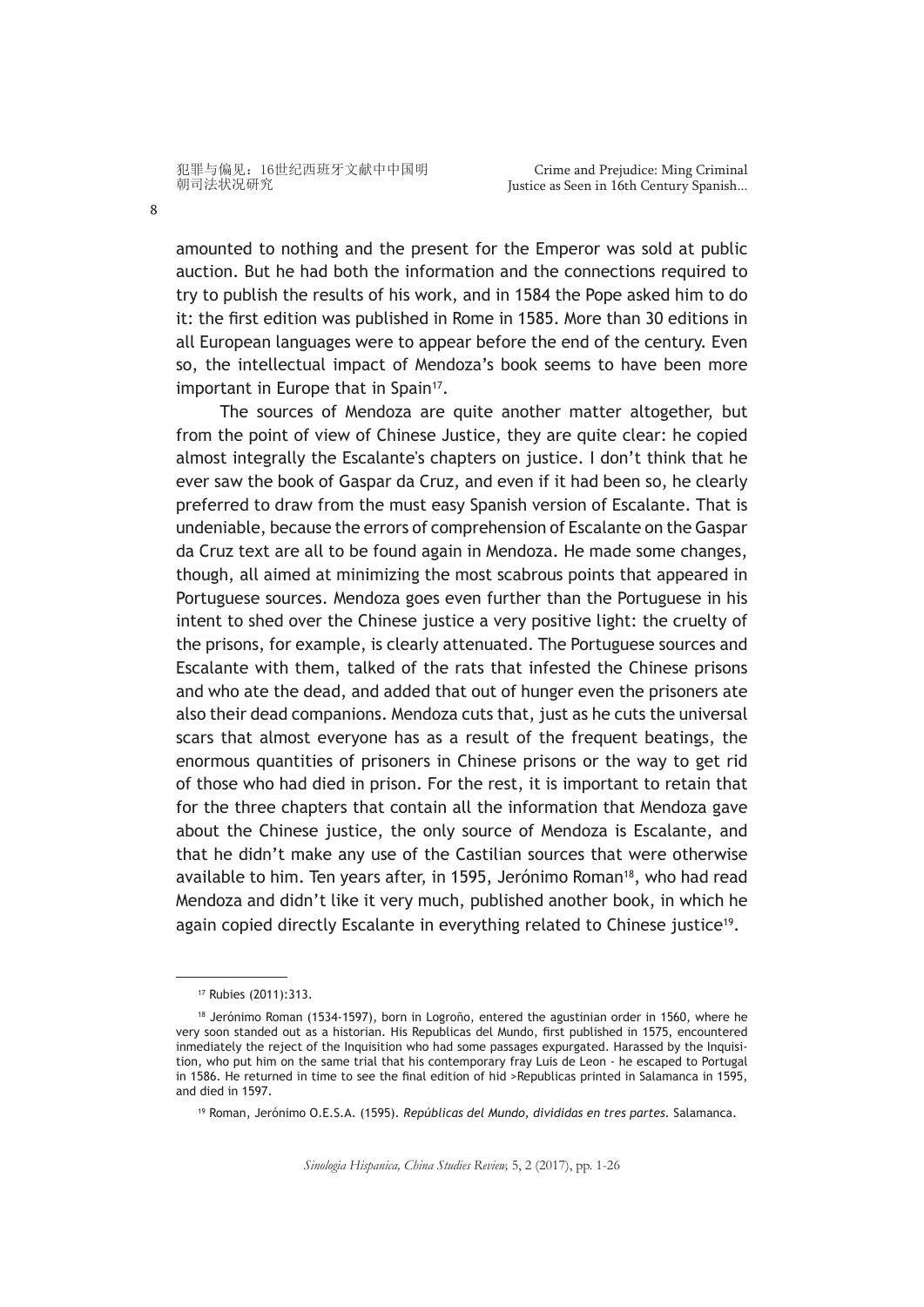amounted to nothing and the present for the Emperor was sold at public auction. But he had both the information and the connections required to try to publish the results of his work, and in 1584 the Pope asked him to do it: the first edition was published in Rome in 1585. More than 30 editions in all European languages were to appear before the end of the century. Even so, the intellectual impact of Mendoza's book seems to have been more important in Europe that in Spain[17].

The sources of Mendoza are quite another matter altogether, but from the point of view of Chinese Justice, they are quite clear: he copied almost integrally the Escalante's chapters on justice. I don't think that he ever saw the book of Gaspar da Cruz, and even if it had been so, he clearly preferred to draw from the must easy Spanish version of Escalante. That is undeniable, because the errors of comprehension of Escalante on the Gaspar da Cruz text are all to be found again in Mendoza. He made some changes, though, all aimed at minimizing the most scabrous points that appeared in Portuguese sources. Mendoza goes even further than the Portuguese in his intent to shed over the Chinese justice a very positive light: the cruelty of the prisons, for example, is clearly attenuated. The Portuguese sources and Escalante with them, talked of the rats that infested the Chinese prisons and who ate the dead, and added that out of hunger even the prisoners ate also their dead companions. Mendoza cuts that, just as he cuts the universal scars that almost everyone has as a result of the frequent beatings, the enormous quantities of prisoners in Chinese prisons or the way to get rid of those who had died in prison. For the rest, it is important to retain that for the three chapters that contain all the information that Mendoza gave about the Chinese justice, the only source of Mendoza is Escalante, and that he didn't make any use of the Castilian sources that were otherwise available to him. Ten years after, in 1595, Jerónimo Roman[18], who had read Mendoza and didn't like it very much, published another book, in which he again copied directly Escalante in everything related to Chinese justice[19].

---

[17] Rubies (2011):313.

[18] Jerónimo Roman (1534-1597), born in Logroño, entered the agustinian order in 1560, where he very soon standed out as a historian. His Republicas del Mundo, first published in 1575, encountered inmediately the reject of the Inquisition who had some passages expurgated. Harassed by the Inquisition, who put him on the same trial that his contemporary fray Luis de Leon - he escaped to Portugal in 1586. He returned in time to see the final edition of hid >Republicas printed in Salamanca in 1595, and died in 1597.

[19] Roman, Jerónimo O.E.S.A. (1595). *Repúblicas del Mundo, divididas en tres partes.* Salamanca.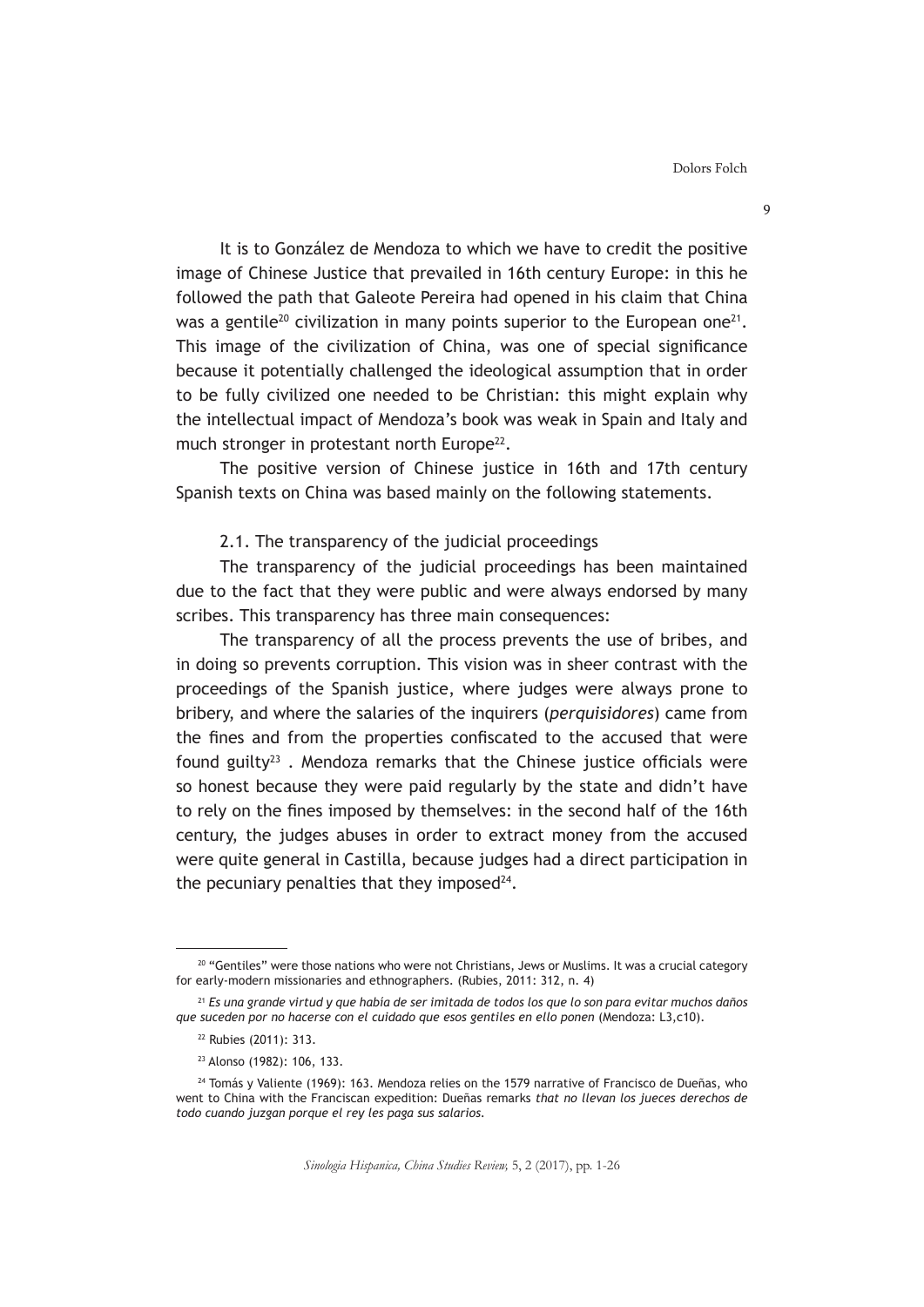It is to González de Mendoza to which we have to credit the positive image of Chinese Justice that prevailed in 16th century Europe: in this he followed the path that Galeote Pereira had opened in his claim that China was a gentile[20] civilization in many points superior to the European one[21]. This image of the civilization of China, was one of special significance because it potentially challenged the ideological assumption that in order to be fully civilized one needed to be Christian: this might explain why the intellectual impact of Mendoza's book was weak in Spain and Italy and much stronger in protestant north Europe[22].

The positive version of Chinese justice in 16th and 17th century Spanish texts on China was based mainly on the following statements.

### 2.1. The transparency of the judicial proceedings

The transparency of the judicial proceedings has been maintained due to the fact that they were public and were always endorsed by many scribes. This transparency has three main consequences:

The transparency of all the process prevents the use of bribes, and in doing so prevents corruption. This vision was in sheer contrast with the proceedings of the Spanish justice, where judges were always prone to bribery, and where the salaries of the inquirers (*perquisidores*) came from the fines and from the properties confiscated to the accused that were found guilty[23] . Mendoza remarks that the Chinese justice officials were so honest because they were paid regularly by the state and didn't have to rely on the fines imposed by themselves: in the second half of the 16th century, the judges abuses in order to extract money from the accused were quite general in Castilla, because judges had a direct participation in the pecuniary penalties that they imposed[24].

---

[20] "Gentiles" were those nations who were not Christians, Jews or Muslims. It was a crucial category for early-modern missionaries and ethnographers. (Rubies, 2011: 312, n. 4)

[21] *Es una grande virtud y que había de ser imitada de todos los que lo son para evitar muchos daños que suceden por no hacerse con el cuidado que esos gentiles en ello ponen* (Mendoza: L3,c10).

[22] Rubies (2011): 313.

[23] Alonso (1982): 106, 133.

[24] Tomás y Valiente (1969): 163. Mendoza relies on the 1579 narrative of Francisco de Dueñas, who went to China with the Franciscan expedition: Dueñas remarks *that no llevan los jueces derechos de todo cuando juzgan porque el rey les paga sus salarios.*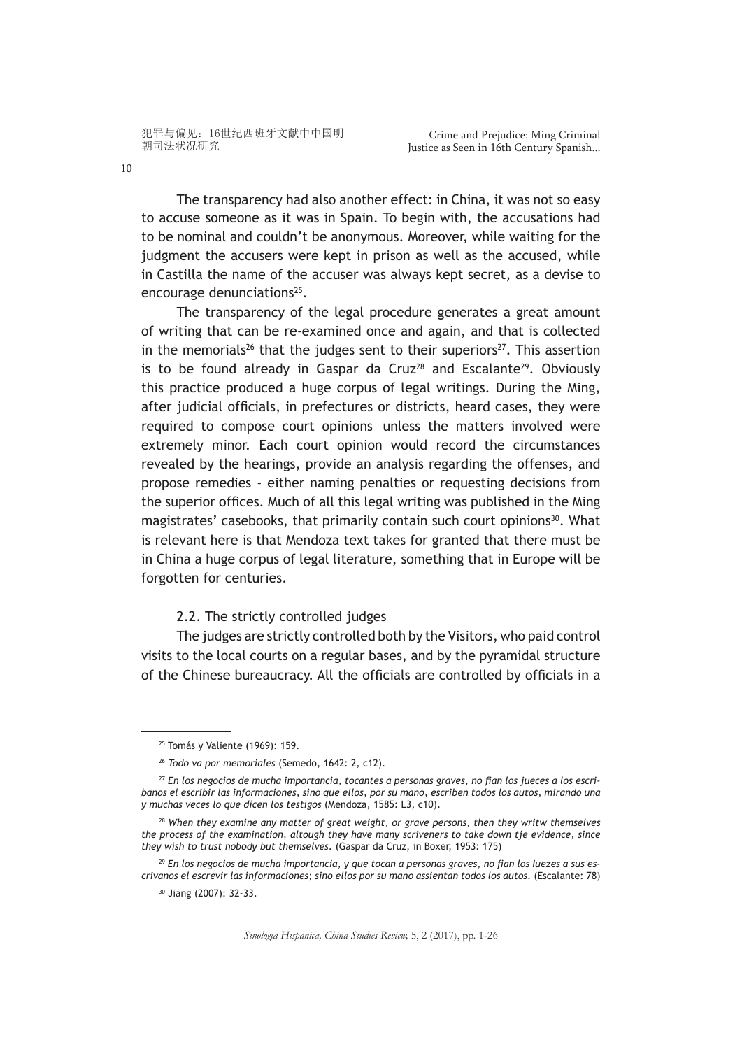The transparency had also another effect: in China, it was not so easy to accuse someone as it was in Spain. To begin with, the accusations had to be nominal and couldn't be anonymous. Moreover, while waiting for the judgment the accusers were kept in prison as well as the accused, while in Castilla the name of the accuser was always kept secret, as a devise to encourage denunciations[25].

The transparency of the legal procedure generates a great amount of writing that can be re-examined once and again, and that is collected in the memorials[26] that the judges sent to their superiors[27]. This assertion is to be found already in Gaspar da Cruz[28] and Escalante[29]. Obviously this practice produced a huge corpus of legal writings. During the Ming, after judicial officials, in prefectures or districts, heard cases, they were required to compose court opinions—unless the matters involved were extremely minor. Each court opinion would record the circumstances revealed by the hearings, provide an analysis regarding the offenses, and propose remedies - either naming penalties or requesting decisions from the superior offices. Much of all this legal writing was published in the Ming magistrates' casebooks, that primarily contain such court opinions[30]. What is relevant here is that Mendoza text takes for granted that there must be in China a huge corpus of legal literature, something that in Europe will be forgotten for centuries.

### 2.2. The strictly controlled judges

The judges are strictly controlled both by the Visitors, who paid control visits to the local courts on a regular bases, and by the pyramidal structure of the Chinese bureaucracy. All the officials are controlled by officials in a

---

[25] Tomás y Valiente (1969): 159.

[26] *Todo va por memoriales* (Semedo, 1642: 2, c12).

[27] *En los negocios de mucha importancia, tocantes a personas graves, no fian los jueces a los escribanos el escribir las informaciones, sino que ellos, por su mano, escriben todos los autos, mirando una y muchas veces lo que dicen los testigos* (Mendoza, 1585: L3, c10).

[28] *When they examine any matter of great weight, or grave persons, then they writw themselves the process of the examination, altough they have many scriveners to take down tje evidence, since they wish to trust nobody but themselves.* (Gaspar da Cruz, in Boxer, 1953: 175)

[29] *En los negocios de mucha importancia, y que tocan a personas graves, no fian los Iuezes a sus escrivanos el escrevir las informaciones; sino ellos por su mano assientan todos los autos.* (Escalante: 78)

[30] Jiang (2007): 32-33.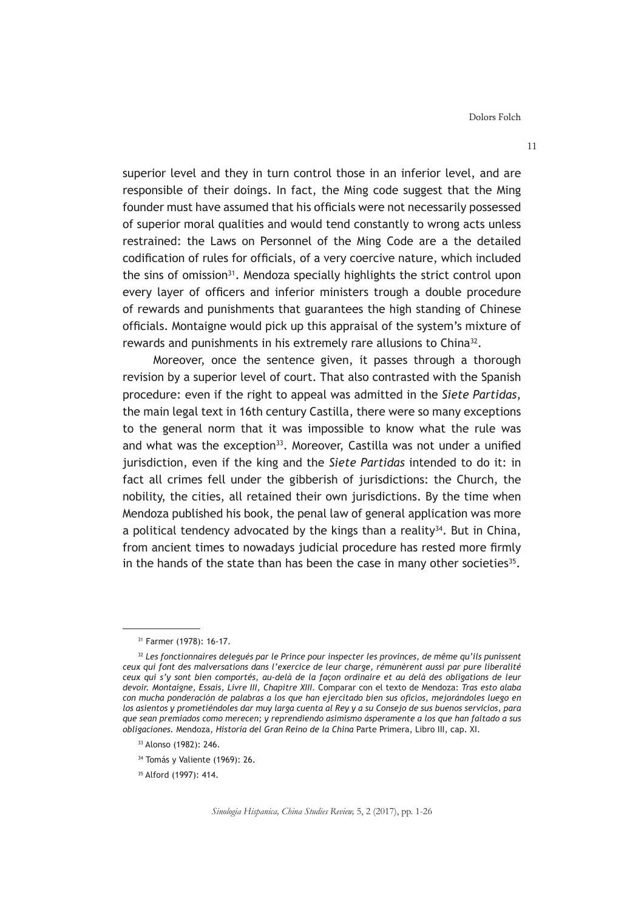superior level and they in turn control those in an inferior level, and are responsible of their doings. In fact, the Ming code suggest that the Ming founder must have assumed that his officials were not necessarily possessed of superior moral qualities and would tend constantly to wrong acts unless restrained: the Laws on Personnel of the Ming Code are a the detailed codification of rules for officials, of a very coercive nature, which included the sins of omission[31]. Mendoza specially highlights the strict control upon every layer of officers and inferior ministers trough a double procedure of rewards and punishments that guarantees the high standing of Chinese officials. Montaigne would pick up this appraisal of the system's mixture of rewards and punishments in his extremely rare allusions to China[32].

Moreover, once the sentence given, it passes through a thorough revision by a superior level of court. That also contrasted with the Spanish procedure: even if the right to appeal was admitted in the *Siete Partidas*, the main legal text in 16th century Castilla, there were so many exceptions to the general norm that it was impossible to know what the rule was and what was the exception[33]. Moreover, Castilla was not under a unified jurisdiction, even if the king and the *Siete Partidas* intended to do it: in fact all crimes fell under the gibberish of jurisdictions: the Church, the nobility, the cities, all retained their own jurisdictions. By the time when Mendoza published his book, the penal law of general application was more a political tendency advocated by the kings than a reality[34]. But in China, from ancient times to nowadays judicial procedure has rested more firmly in the hands of the state than has been the case in many other societies[35].

---

[31] Farmer (1978): 16-17.

[32] *Les fonctionnaires delegués par le Prince pour inspecter les provinces, de même qu'ils punissent ceux qui font des malversations dans l'exercice de leur charge, rémunèrent aussi par pure liberalité ceux qui s'y sont bien comportés, au-delà de la façon ordinaire et au delà des obligations de leur devoir. Montaigne, Essais, Livre III, Chapitre XIII.* Comparar con el texto de Mendoza: *Tras esto alaba con mucha ponderación de palabras a los que han ejercitado bien sus oficios, mejorándoles luego en los asientos y prometiéndoles dar muy larga cuenta al Rey y a su Consejo de sus buenos servicios, para que sean premiados como merecen; y reprendiendo asimismo ásperamente a los que han faltado a sus obligaciones.* Mendoza, *Historia del Gran Reino de la China* Parte Primera, Libro III, cap. XI.

[33] Alonso (1982): 246.

[34] Tomás y Valiente (1969): 26.

[35] Alford (1997): 414.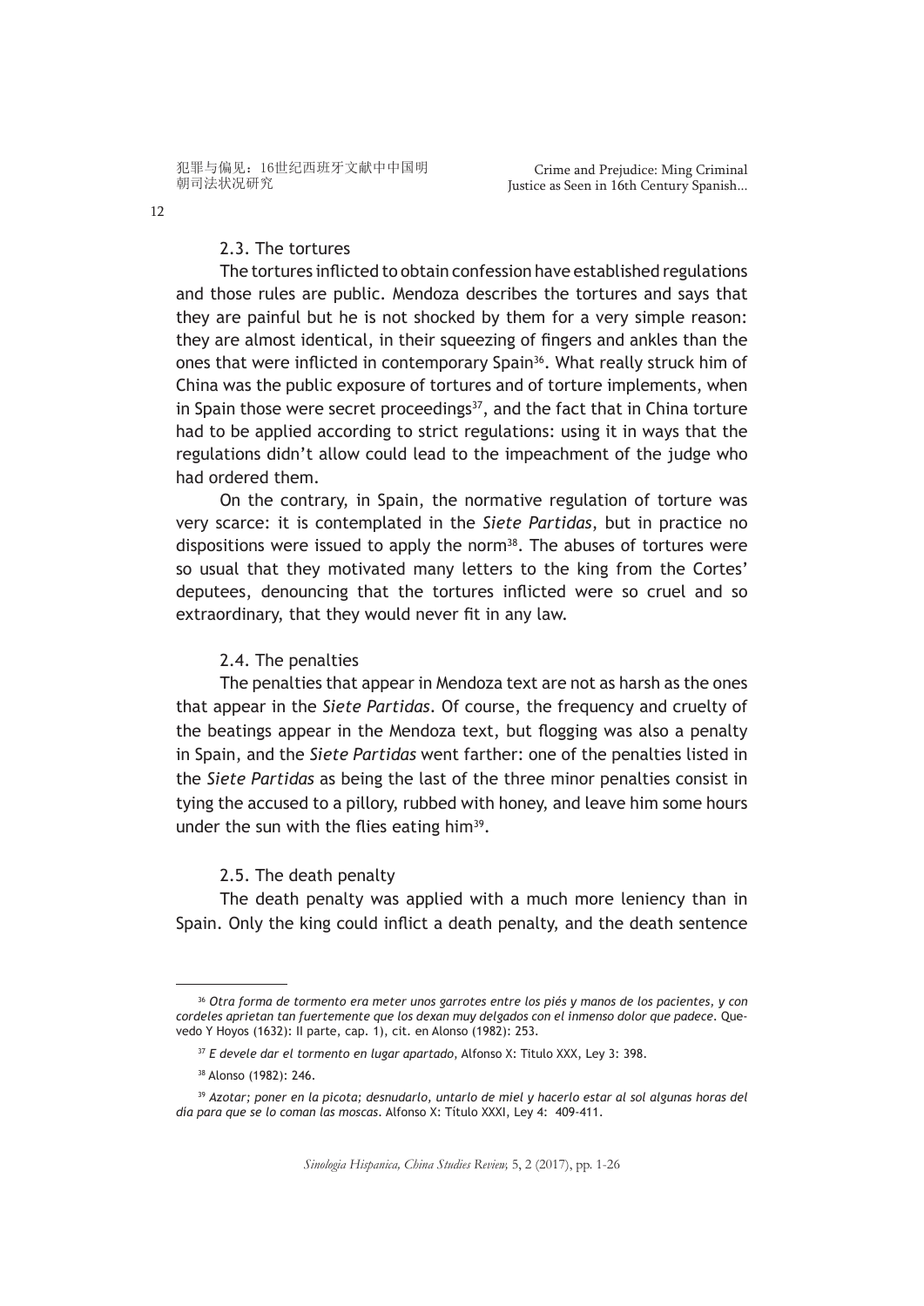### 2.3. The tortures

The tortures inflicted to obtain confession have established regulations and those rules are public. Mendoza describes the tortures and says that they are painful but he is not shocked by them for a very simple reason: they are almost identical, in their squeezing of fingers and ankles than the ones that were inflicted in contemporary Spain[36]. What really struck him of China was the public exposure of tortures and of torture implements, when in Spain those were secret proceedings[37], and the fact that in China torture had to be applied according to strict regulations: using it in ways that the regulations didn't allow could lead to the impeachment of the judge who had ordered them.

On the contrary, in Spain, the normative regulation of torture was very scarce: it is contemplated in the *Siete Partidas*, but in practice no dispositions were issued to apply the norm[38]. The abuses of tortures were so usual that they motivated many letters to the king from the Cortes' deputees, denouncing that the tortures inflicted were so cruel and so extraordinary, that they would never fit in any law.

### 2.4. The penalties

The penalties that appear in Mendoza text are not as harsh as the ones that appear in the *Siete Partidas*. Of course, the frequency and cruelty of the beatings appear in the Mendoza text, but flogging was also a penalty in Spain, and the *Siete Partidas* went farther: one of the penalties listed in the *Siete Partidas* as being the last of the three minor penalties consist in tying the accused to a pillory, rubbed with honey, and leave him some hours under the sun with the flies eating him[39].

### 2.5. The death penalty

The death penalty was applied with a much more leniency than in Spain. Only the king could inflict a death penalty, and the death sentence

---

[36] *Otra forma de tormento era meter unos garrotes entre los piés y manos de los pacientes, y con cordeles aprietan tan fuertemente que los dexan muy delgados con el inmenso dolor que padece*. Quevedo Y Hoyos (1632): II parte, cap. 1), cit. en Alonso (1982): 253.

[37] *E devele dar el tormento en lugar apartado*, Alfonso X: Titulo XXX, Ley 3: 398.

[38] Alonso (1982): 246.

[39] *Azotar; poner en la picota; desnudarlo, untarlo de miel y hacerlo estar al sol algunas horas del día para que se lo coman las moscas*. Alfonso X: Título XXXI, Ley 4: 409-411.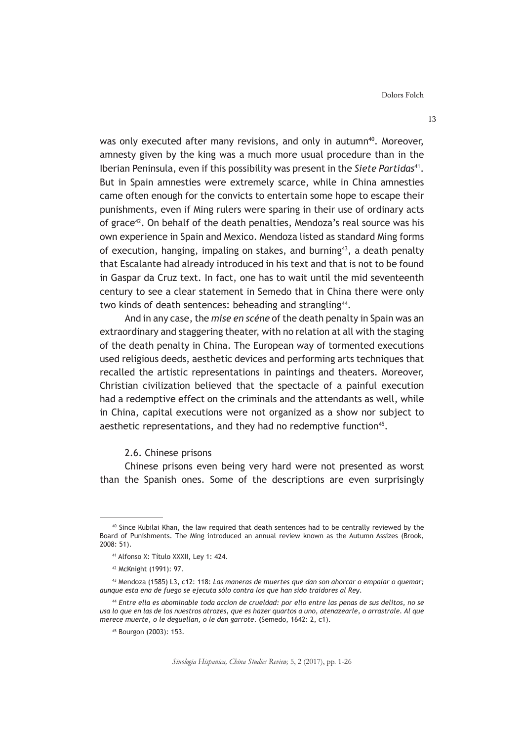was only executed after many revisions, and only in autumn[40]. Moreover, amnesty given by the king was a much more usual procedure than in the Iberian Peninsula, even if this possibility was present in the *Siete Partidas*[41]. But in Spain amnesties were extremely scarce, while in China amnesties came often enough for the convicts to entertain some hope to escape their punishments, even if Ming rulers were sparing in their use of ordinary acts of grace[42]. On behalf of the death penalties, Mendoza's real source was his own experience in Spain and Mexico. Mendoza listed as standard Ming forms of execution, hanging, impaling on stakes, and burning[43], a death penalty that Escalante had already introduced in his text and that is not to be found in Gaspar da Cruz text. In fact, one has to wait until the mid seventeenth century to see a clear statement in Semedo that in China there were only two kinds of death sentences: beheading and strangling[44].

And in any case, the *mise en scéne* of the death penalty in Spain was an extraordinary and staggering theater, with no relation at all with the staging of the death penalty in China. The European way of tormented executions used religious deeds, aesthetic devices and performing arts techniques that recalled the artistic representations in paintings and theaters. Moreover, Christian civilization believed that the spectacle of a painful execution had a redemptive effect on the criminals and the attendants as well, while in China, capital executions were not organized as a show nor subject to aesthetic representations, and they had no redemptive function[45].

### 2.6. Chinese prisons

Chinese prisons even being very hard were not presented as worst than the Spanish ones. Some of the descriptions are even surprisingly

---

[40] Since Kubilai Khan, the law required that death sentences had to be centrally reviewed by the Board of Punishments. The Ming introduced an annual review known as the Autumn Assizes (Brook, 2008: 51).

[41] Alfonso X: Título XXXII, Ley 1: 424.

[42] McKnight (1991): 97.

[43] Mendoza (1585) L3, c12: 118: *Las maneras de muertes que dan son ahorcar o empalar o quemar; aunque esta ena de fuego se ejecuta sólo contra los que han sido traidores al Rey.*

[44] *Entre ella es abominable toda accion de crueldad: por ello entre las penas de sus delitos, no se usa lo que en las de los nuestros atrozes, que es hazer quartos a uno, atenazearle, o arrastrale. Al que merece muerte, o le deguellan, o le dan garrote.* (Semedo, 1642: 2, c1).

[45] Bourgon (2003): 153.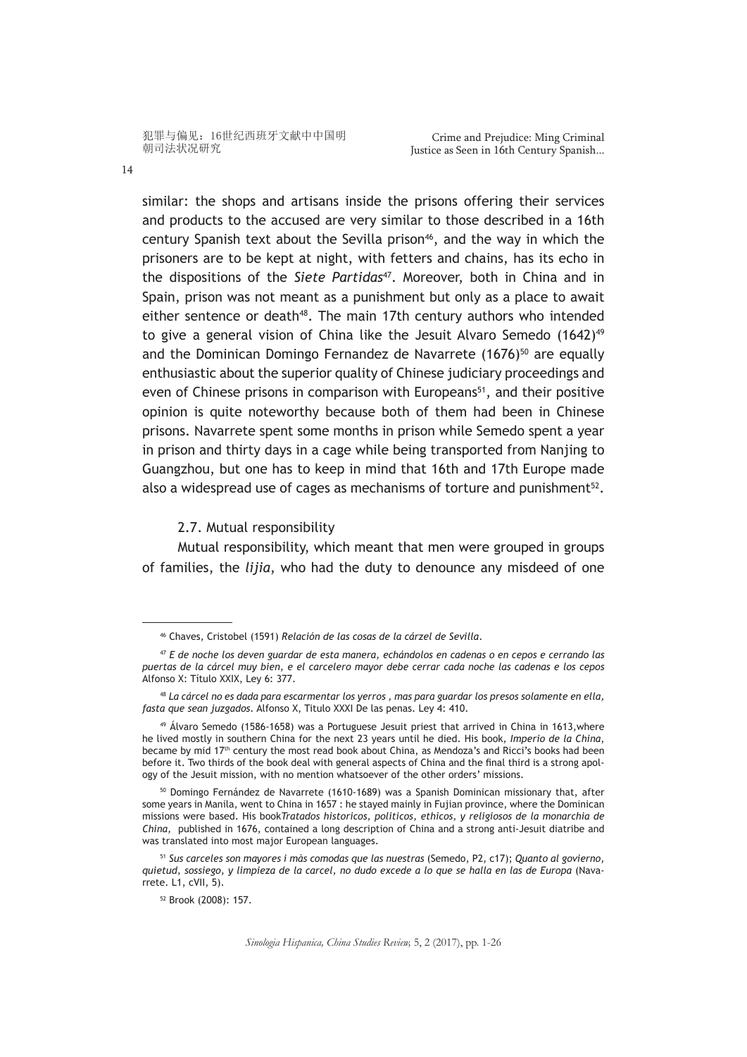similar: the shops and artisans inside the prisons offering their services and products to the accused are very similar to those described in a 16th century Spanish text about the Sevilla prison[46], and the way in which the prisoners are to be kept at night, with fetters and chains, has its echo in the dispositions of the *Siete Partidas*[47]. Moreover, both in China and in Spain, prison was not meant as a punishment but only as a place to await either sentence or death[48]. The main 17th century authors who intended to give a general vision of China like the Jesuit Alvaro Semedo (1642)[49] and the Dominican Domingo Fernandez de Navarrete (1676)[50] are equally enthusiastic about the superior quality of Chinese judiciary proceedings and even of Chinese prisons in comparison with Europeans[51], and their positive opinion is quite noteworthy because both of them had been in Chinese prisons. Navarrete spent some months in prison while Semedo spent a year in prison and thirty days in a cage while being transported from Nanjing to Guangzhou, but one has to keep in mind that 16th and 17th Europe made also a widespread use of cages as mechanisms of torture and punishment[52].

### 2.7. Mutual responsibility

Mutual responsibility, which meant that men were grouped in groups of families, the *lijia*, who had the duty to denounce any misdeed of one

---

[46] Chaves, Cristobel (1591) *Relación de las cosas de la cárzel de Sevilla*.

[47] *E de noche los deven guardar de esta manera, echándolos en cadenas o en cepos e cerrando las puertas de la cárcel muy bien, e el carcelero mayor debe cerrar cada noche las cadenas e los cepos* Alfonso X: Título XXIX, Ley 6: 377.

[48] *La cárcel no es dada para escarmentar los yerros , mas para guardar los presos solamente en ella, fasta que sean juzgados*. Alfonso X, Titulo XXXI De las penas. Ley 4: 410.

[49] Álvaro Semedo (1586-1658) was a Portuguese Jesuit priest that arrived in China in 1613,where he lived mostly in southern China for the next 23 years until he died. His book, *Imperio de la China*, became by mid 17th century the most read book about China, as Mendoza's and Ricci's books had been before it. Two thirds of the book deal with general aspects of China and the final third is a strong apology of the Jesuit mission, with no mention whatsoever of the other orders' missions.

[50] Domingo Fernández de Navarrete (1610-1689) was a Spanish Dominican missionary that, after some years in Manila, went to China in 1657 : he stayed mainly in Fujian province, where the Dominican missions were based. His book*Tratados historicos, politicos, ethicos, y religiosos de la monarchia de China*, published in 1676, contained a long description of China and a strong anti-Jesuit diatribe and was translated into most major European languages.

[51] *Sus carceles son mayores i màs comodas que las nuestras* (Semedo, P2, c17); *Quanto al govierno, quietud, sossiego, y limpieza de la carcel, no dudo excede a lo que se halla en las de Europa* (Navarrete. L1, cVII, 5).

[52] Brook (2008): 157.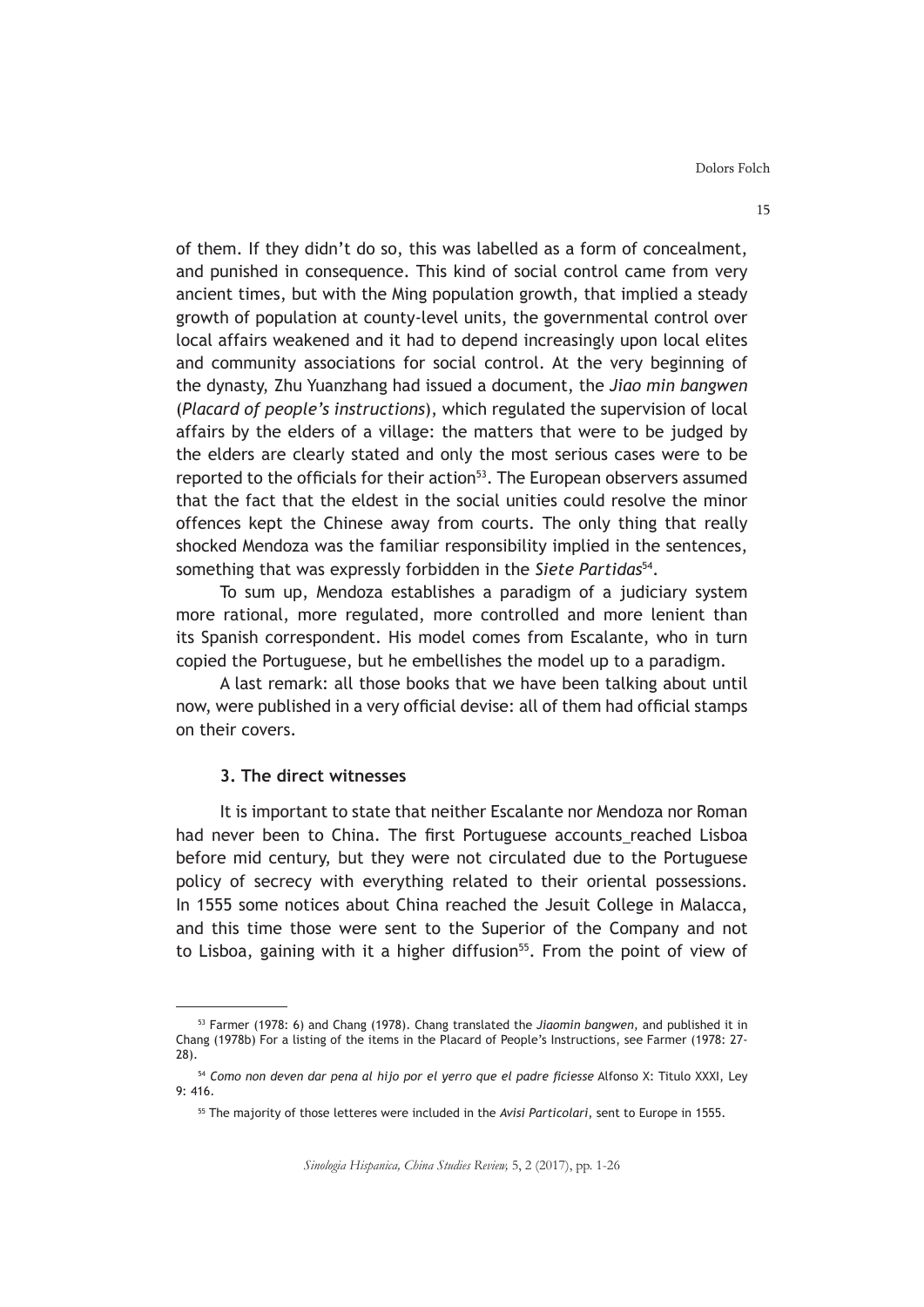of them. If they didn't do so, this was labelled as a form of concealment, and punished in consequence. This kind of social control came from very ancient times, but with the Ming population growth, that implied a steady growth of population at county-level units, the governmental control over local affairs weakened and it had to depend increasingly upon local elites and community associations for social control. At the very beginning of the dynasty, Zhu Yuanzhang had issued a document, the *Jiao min bangwen* (*Placard of people's instructions*), which regulated the supervision of local affairs by the elders of a village: the matters that were to be judged by the elders are clearly stated and only the most serious cases were to be reported to the officials for their action[53]. The European observers assumed that the fact that the eldest in the social unities could resolve the minor offences kept the Chinese away from courts. The only thing that really shocked Mendoza was the familiar responsibility implied in the sentences, something that was expressly forbidden in the *Siete Partidas*[54].

To sum up, Mendoza establishes a paradigm of a judiciary system more rational, more regulated, more controlled and more lenient than its Spanish correspondent. His model comes from Escalante, who in turn copied the Portuguese, but he embellishes the model up to a paradigm.

A last remark: all those books that we have been talking about until now, were published in a very official devise: all of them had official stamps on their covers.

### 3. The direct witnesses

It is important to state that neither Escalante nor Mendoza nor Roman had never been to China. The first Portuguese accounts_reached Lisboa before mid century, but they were not circulated due to the Portuguese policy of secrecy with everything related to their oriental possessions. In 1555 some notices about China reached the Jesuit College in Malacca, and this time those were sent to the Superior of the Company and not to Lisboa, gaining with it a higher diffusion[55]. From the point of view of

---

[53] Farmer (1978: 6) and Chang (1978). Chang translated the *Jiaomin bangwen*, and published it in Chang (1978b) For a listing of the items in the Placard of People's Instructions, see Farmer (1978: 27-28).

[54] *Como non deven dar pena al hijo por el yerro que el padre ficiesse* Alfonso X: Titulo XXXI, Ley 9: 416.

[55] The majority of those letteres were included in the *Avisi Particolari*, sent to Europe in 1555.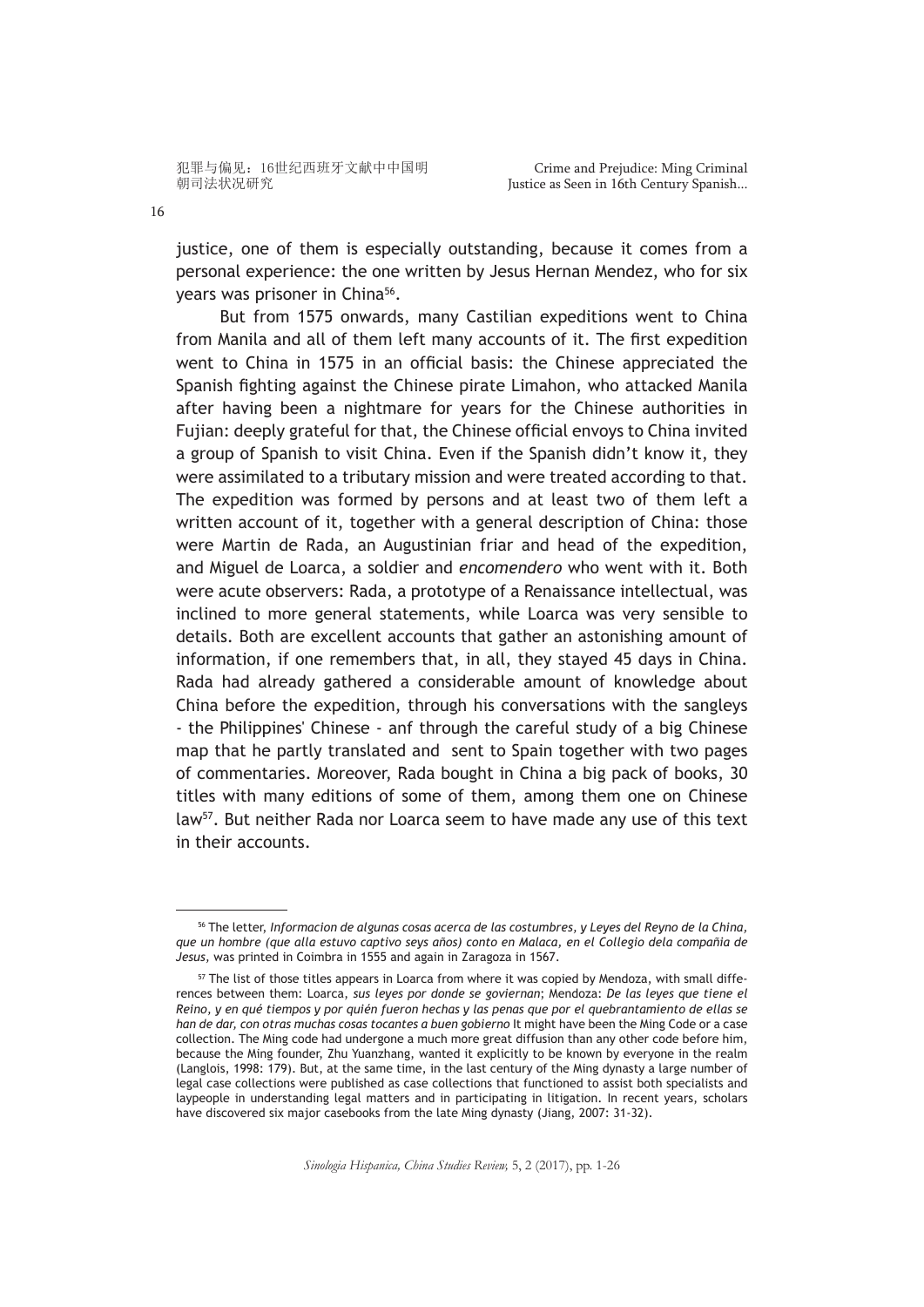justice, one of them is especially outstanding, because it comes from a personal experience: the one written by Jesus Hernan Mendez, who for six years was prisoner in China[56].

But from 1575 onwards, many Castilian expeditions went to China from Manila and all of them left many accounts of it. The first expedition went to China in 1575 in an official basis: the Chinese appreciated the Spanish fighting against the Chinese pirate Limahon, who attacked Manila after having been a nightmare for years for the Chinese authorities in Fujian: deeply grateful for that, the Chinese official envoys to China invited a group of Spanish to visit China. Even if the Spanish didn't know it, they were assimilated to a tributary mission and were treated according to that. The expedition was formed by persons and at least two of them left a written account of it, together with a general description of China: those were Martin de Rada, an Augustinian friar and head of the expedition, and Miguel de Loarca, a soldier and *encomendero* who went with it. Both were acute observers: Rada, a prototype of a Renaissance intellectual, was inclined to more general statements, while Loarca was very sensible to details. Both are excellent accounts that gather an astonishing amount of information, if one remembers that, in all, they stayed 45 days in China. Rada had already gathered a considerable amount of knowledge about China before the expedition, through his conversations with the sangleys - the Philippines' Chinese - anf through the careful study of a big Chinese map that he partly translated and sent to Spain together with two pages of commentaries. Moreover, Rada bought in China a big pack of books, 30 titles with many editions of some of them, among them one on Chinese law[57]. But neither Rada nor Loarca seem to have made any use of this text in their accounts.

---

[56] The letter, *Informacion de algunas cosas acerca de las costumbres, y Leyes del Reyno de la China, que un hombre (que alla estuvo captivo seys años) conto en Malaca, en el Collegio dela compañia de Jesus,* was printed in Coimbra in 1555 and again in Zaragoza in 1567.

[57] The list of those titles appears in Loarca from where it was copied by Mendoza, with small differences between them: Loarca, *sus leyes por donde se goviernan*; Mendoza: *De las leyes que tiene el Reino, y en qué tiempos y por quién fueron hechas y las penas que por el quebrantamiento de ellas se han de dar, con otras muchas cosas tocantes a buen gobierno* It might have been the Ming Code or a case collection. The Ming code had undergone a much more great diffusion than any other code before him, because the Ming founder, Zhu Yuanzhang, wanted it explicitly to be known by everyone in the realm (Langlois, 1998: 179). But, at the same time, in the last century of the Ming dynasty a large number of legal case collections were published as case collections that functioned to assist both specialists and laypeople in understanding legal matters and in participating in litigation. In recent years, scholars have discovered six major casebooks from the late Ming dynasty (Jiang, 2007: 31-32).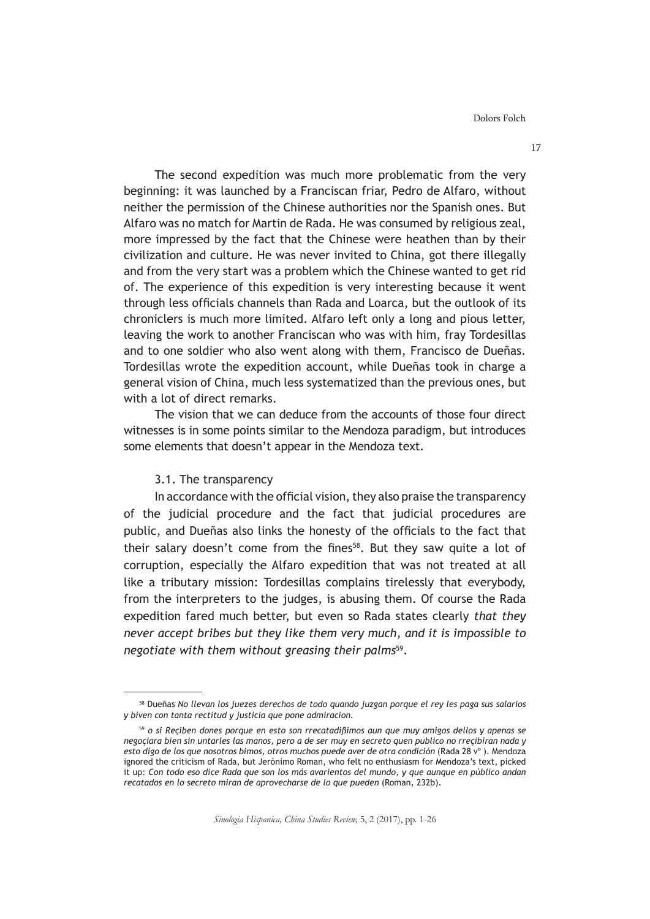The second expedition was much more problematic from the very beginning: it was launched by a Franciscan friar, Pedro de Alfaro, without neither the permission of the Chinese authorities nor the Spanish ones. But Alfaro was no match for Martin de Rada. He was consumed by religious zeal, more impressed by the fact that the Chinese were heathen than by their civilization and culture. He was never invited to China, got there illegally and from the very start was a problem which the Chinese wanted to get rid of. The experience of this expedition is very interesting because it went through less officials channels than Rada and Loarca, but the outlook of its chroniclers is much more limited. Alfaro left only a long and pious letter, leaving the work to another Franciscan who was with him, fray Tordesillas and to one soldier who also went along with them, Francisco de Dueñas. Tordesillas wrote the expedition account, while Dueñas took in charge a general vision of China, much less systematized than the previous ones, but with a lot of direct remarks.

The vision that we can deduce from the accounts of those four direct witnesses is in some points similar to the Mendoza paradigm, but introduces some elements that doesn't appear in the Mendoza text.

### 3.1. The transparency

In accordance with the official vision, they also praise the transparency of the judicial procedure and the fact that judicial procedures are public, and Dueñas also links the honesty of the officials to the fact that their salary doesn't come from the fines[58]. But they saw quite a lot of corruption, especially the Alfaro expedition that was not treated at all like a tributary mission: Tordesillas complains tirelessly that everybody, from the interpreters to the judges, is abusing them. Of course the Rada expedition fared much better, but even so Rada states clearly *that they never accept bribes but they like them very much, and it is impossible to negotiate with them without greasing their palms*[59].

---

[58] Dueñas *No llevan los juezes derechos de todo quando juzgan porque el rey les paga sus salarios y biven con tanta rectitud y justicia que pone admiracion.*

[59] *o si Reçiben dones porque en esto son rrecatadiβimos aun que muy amigos dellos y apenas se negoçiara bien sin untarles las manos, pero a de ser muy en secreto quen publico no rreçibiran nada y esto digo de los que nosotros bimos, otros muchos puede aver de otra condición* (Rada 28 vº ). Mendoza ignored the criticism of Rada, but Jerónimo Roman, who felt no enthusiasm for Mendoza's text, picked it up: *Con todo eso dice Rada que son los más avarientos del mundo, y que aunque en público andan recatados en lo secreto miran de aprovecharse de lo que pueden* (Roman, 232b).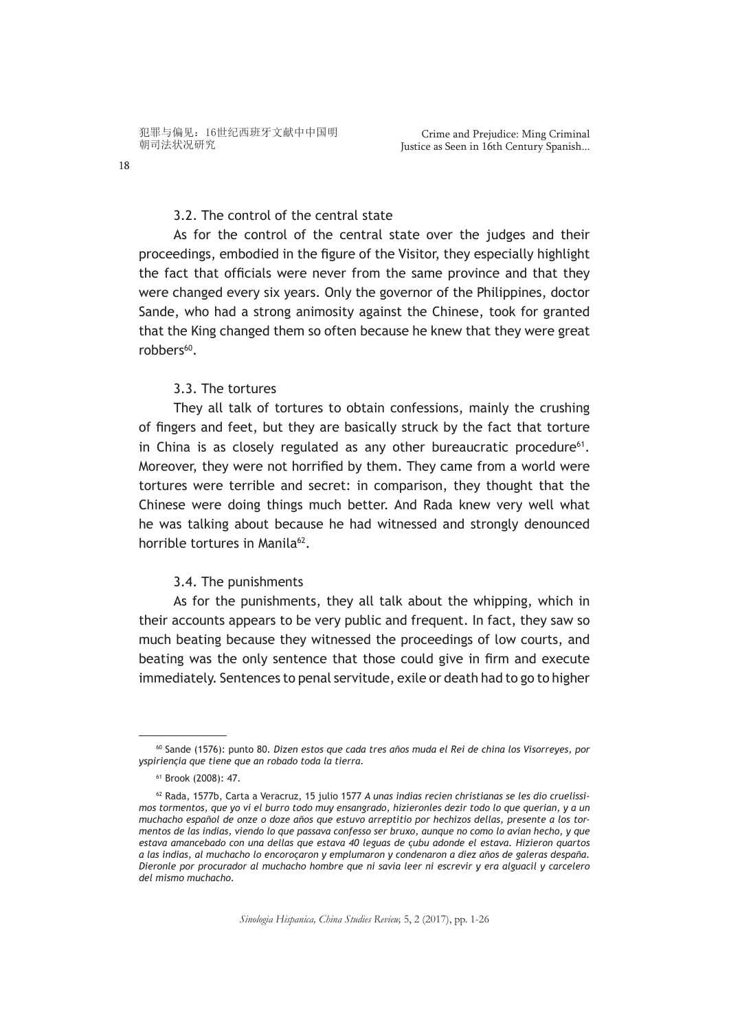### 3.2. The control of the central state

As for the control of the central state over the judges and their proceedings, embodied in the figure of the Visitor, they especially highlight the fact that officials were never from the same province and that they were changed every six years. Only the governor of the Philippines, doctor Sande, who had a strong animosity against the Chinese, took for granted that the King changed them so often because he knew that they were great robbers[60].

### 3.3. The tortures

They all talk of tortures to obtain confessions, mainly the crushing of fingers and feet, but they are basically struck by the fact that torture in China is as closely regulated as any other bureaucratic procedure[61]. Moreover, they were not horrified by them. They came from a world were tortures were terrible and secret: in comparison, they thought that the Chinese were doing things much better. And Rada knew very well what he was talking about because he had witnessed and strongly denounced horrible tortures in Manila[62].

### 3.4. The punishments

As for the punishments, they all talk about the whipping, which in their accounts appears to be very public and frequent. In fact, they saw so much beating because they witnessed the proceedings of low courts, and beating was the only sentence that those could give in firm and execute immediately. Sentences to penal servitude, exile or death had to go to higher

---

[60] Sande (1576): punto 80. *Dizen estos que cada tres años muda el Rei de china los Visorreyes, por yspiriençia que tiene que an robado toda la tierra.*

[61] Brook (2008): 47.

[62] Rada, 1577b, Carta a Veracruz, 15 julio 1577 *A unas indias recien christianas se les dio cruelissimos tormentos, que yo vi el burro todo muy ensangrado, hizieronles dezir todo lo que querian, y a un muchacho español de onze o doze años que estuvo arreptitio por hechizos dellas, presente a los tormentos de las indias, viendo lo que passava confesso ser bruxo, aunque no como lo avian hecho, y que estava amancebado con una dellas que estava 40 leguas de çubu adonde el estava. Hizieron quartos a las indias, al muchacho lo encoroçaron y emplumaron y condenaron a diez años de galeras despaña. Dieronle por procurador al muchacho hombre que ni savia leer ni escrevir y era alguacil y carcelero del mismo muchacho.*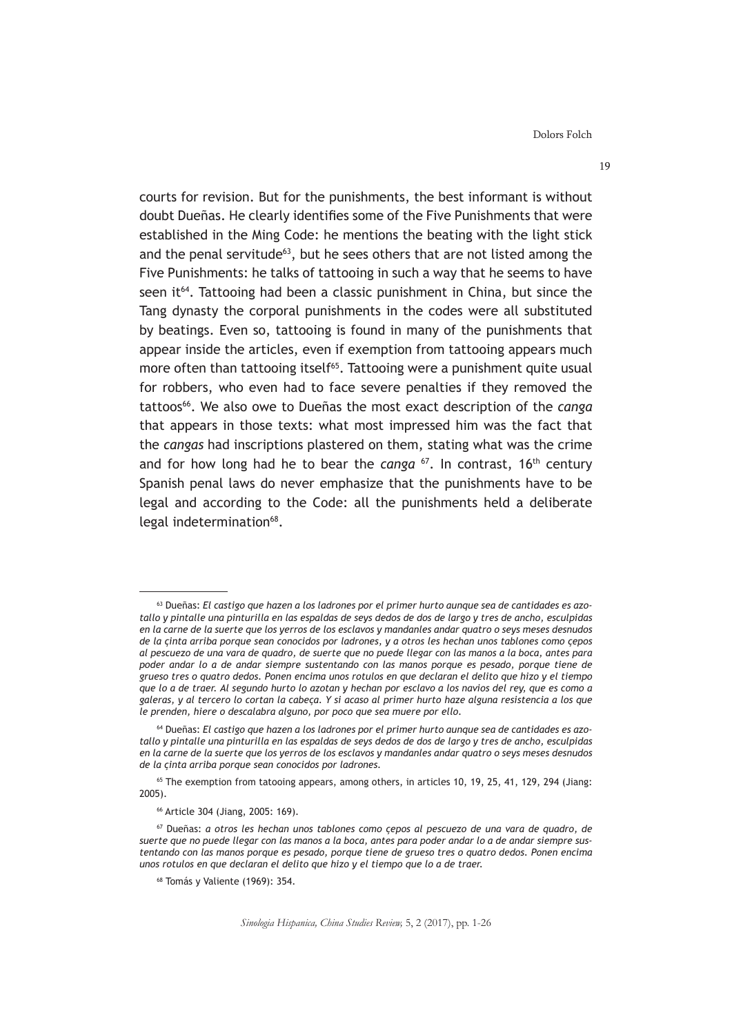courts for revision. But for the punishments, the best informant is without doubt Dueñas. He clearly identifies some of the Five Punishments that were established in the Ming Code: he mentions the beating with the light stick and the penal servitude[63], but he sees others that are not listed among the Five Punishments: he talks of tattooing in such a way that he seems to have seen it[64]. Tattooing had been a classic punishment in China, but since the Tang dynasty the corporal punishments in the codes were all substituted by beatings. Even so, tattooing is found in many of the punishments that appear inside the articles, even if exemption from tattooing appears much more often than tattooing itself[65]. Tattooing were a punishment quite usual for robbers, who even had to face severe penalties if they removed the tattoos[66]. We also owe to Dueñas the most exact description of the *canga* that appears in those texts: what most impressed him was the fact that the *cangas* had inscriptions plastered on them, stating what was the crime and for how long had he to bear the *canga* [67]. In contrast, 16th century Spanish penal laws do never emphasize that the punishments have to be legal and according to the Code: all the punishments held a deliberate legal indetermination[68].

---

[63] Dueñas: *El castigo que hazen a los ladrones por el primer hurto aunque sea de cantidades es azotallo y pintalle una pinturilla en las espaldas de seys dedos de dos de largo y tres de ancho, esculpidas en la carne de la suerte que los yerros de los esclavos y mandanles andar quatro o seys meses desnudos de la çinta arriba porque sean conocidos por ladrones, y a otros les hechan unos tablones como çepos al pescuezo de una vara de quadro, de suerte que no puede llegar con las manos a la boca, antes para poder andar lo a de andar siempre sustentando con las manos porque es pesado, porque tiene de grueso tres o quatro dedos. Ponen encima unos rotulos en que declaran el delito que hizo y el tiempo que lo a de traer. Al segundo hurto lo azotan y hechan por esclavo a los navios del rey, que es como a galeras, y al tercero lo cortan la cabeça. Y si acaso al primer hurto haze alguna resistencia a los que le prenden, hiere o descalabra alguno, por poco que sea muere por ello.*

[64] Dueñas: *El castigo que hazen a los ladrones por el primer hurto aunque sea de cantidades es azotallo y pintalle una pinturilla en las espaldas de seys dedos de dos de largo y tres de ancho, esculpidas en la carne de la suerte que los yerros de los esclavos y mandanles andar quatro o seys meses desnudos de la çinta arriba porque sean conocidos por ladrones.*

[65] The exemption from tatooing appears, among others, in articles 10, 19, 25, 41, 129, 294 (Jiang: 2005).

[66] Article 304 (Jiang, 2005: 169).

[67] Dueñas: *a otros les hechan unos tablones como çepos al pescuezo de una vara de quadro, de suerte que no puede llegar con las manos a la boca, antes para poder andar lo a de andar siempre sustentando con las manos porque es pesado, porque tiene de grueso tres o quatro dedos. Ponen encima unos rotulos en que declaran el delito que hizo y el tiempo que lo a de traer.*

[68] Tomás y Valiente (1969): 354.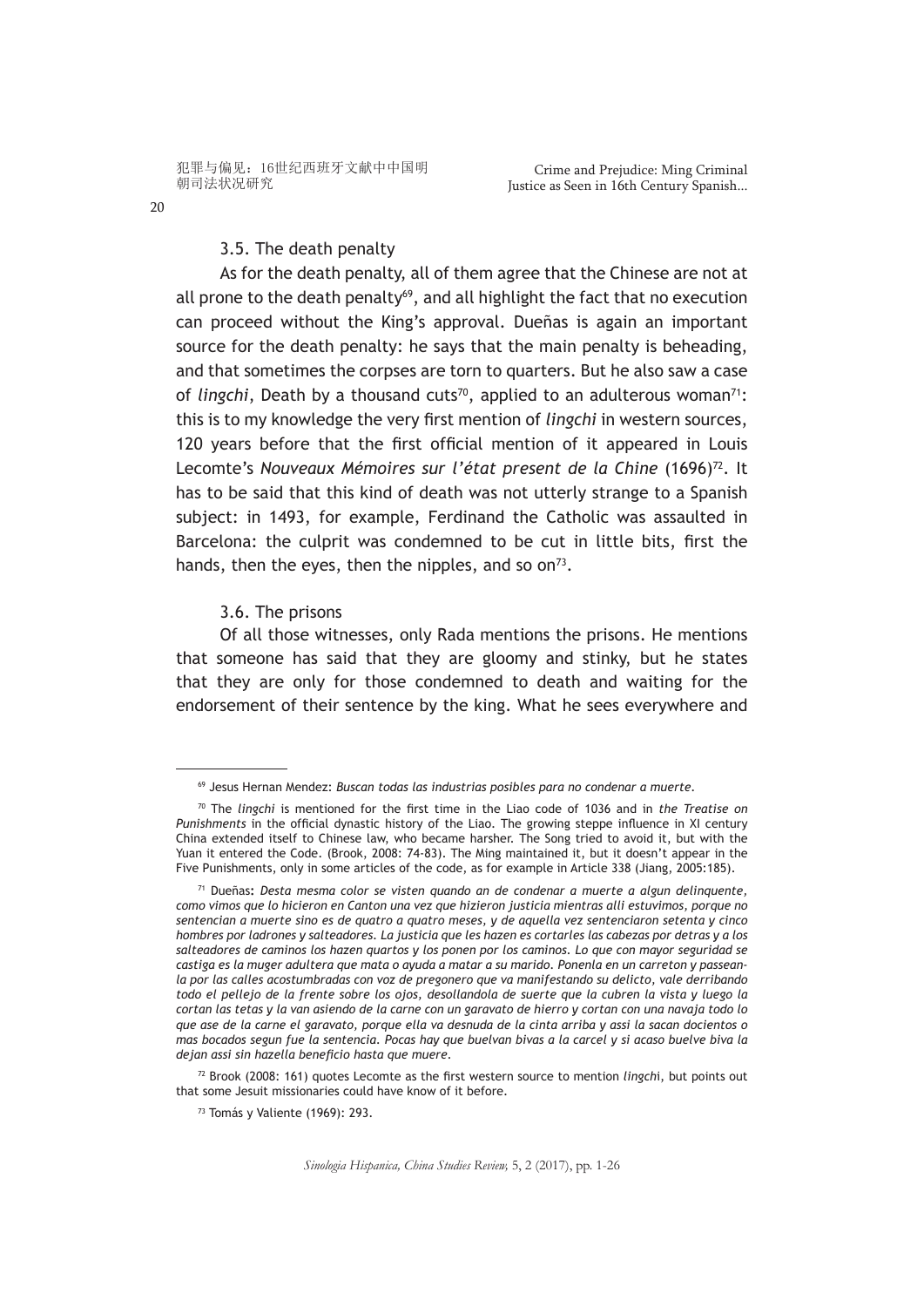### 3.5. The death penalty

As for the death penalty, all of them agree that the Chinese are not at all prone to the death penalty[69], and all highlight the fact that no execution can proceed without the King's approval. Dueñas is again an important source for the death penalty: he says that the main penalty is beheading, and that sometimes the corpses are torn to quarters. But he also saw a case of *lingchi*, Death by a thousand cuts[70], applied to an adulterous woman[71]: this is to my knowledge the very first mention of *lingchi* in western sources, 120 years before that the first official mention of it appeared in Louis Lecomte's *Nouveaux Mémoires sur l'état present de la Chine* (1696)[72]. It has to be said that this kind of death was not utterly strange to a Spanish subject: in 1493, for example, Ferdinand the Catholic was assaulted in Barcelona: the culprit was condemned to be cut in little bits, first the hands, then the eyes, then the nipples, and so on[73].

### 3.6. The prisons

Of all those witnesses, only Rada mentions the prisons. He mentions that someone has said that they are gloomy and stinky, but he states that they are only for those condemned to death and waiting for the endorsement of their sentence by the king. What he sees everywhere and

---

[69] Jesus Hernan Mendez: *Buscan todas las industrias posibles para no condenar a muerte.*

[70] The *lingchi* is mentioned for the first time in the Liao code of 1036 and in *the Treatise on Punishments* in the official dynastic history of the Liao. The growing steppe influence in XI century China extended itself to Chinese law, who became harsher. The Song tried to avoid it, but with the Yuan it entered the Code. (Brook, 2008: 74-83). The Ming maintained it, but it doesn't appear in the Five Punishments, only in some articles of the code, as for example in Article 338 (Jiang, 2005:185).

[71] Dueñas: *Desta mesma color se visten quando an de condenar a muerte a algun delinquente, como vimos que lo hicieron en Canton una vez que hizieron justicia mientras alli estuvimos, porque no sentencian a muerte sino es de quatro a quatro meses, y de aquella vez sentenciaron setenta y cinco hombres por ladrones y salteadores. La justicia que les hazen es cortarles las cabezas por detras y a los salteadores de caminos los hazen quartos y los ponen por los caminos. Lo que con mayor seguridad se castiga es la muger adultera que mata o ayuda a matar a su marido. Ponenla en un carreton y passeanla por las calles acostumbradas con voz de pregonero que va manifestando su delicto, vale derribando todo el pellejo de la frente sobre los ojos, desollandola de suerte que la cubren la vista y luego la cortan las tetas y la van asiendo de la carne con un garavato de hierro y cortan con una navaja todo lo que ase de la carne el garavato, porque ella va desnuda de la cinta arriba y assi la sacan docientos o mas bocados segun fue la sentencia. Pocas hay que buelvan bivas a la carcel y si acaso buelve biva la dejan assi sin hazella beneficio hasta que muere.*

[72] Brook (2008: 161) quotes Lecomte as the first western source to mention *lingchi*, but points out that some Jesuit missionaries could have know of it before.

[73] Tomás y Valiente (1969): 293.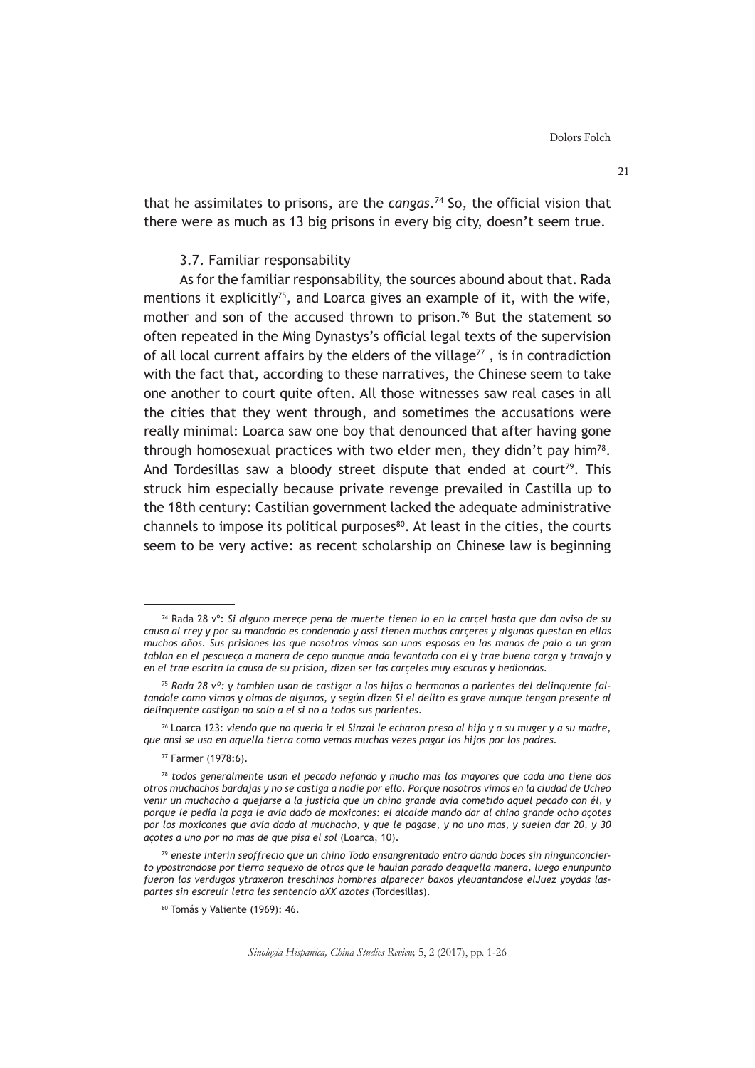that he assimilates to prisons, are the *cangas*.[74] So, the official vision that there were as much as 13 big prisons in every big city, doesn't seem true.

### 3.7. Familiar responsability

As for the familiar responsability, the sources abound about that. Rada mentions it explicitly[75], and Loarca gives an example of it, with the wife, mother and son of the accused thrown to prison.[76] But the statement so often repeated in the Ming Dynastys's official legal texts of the supervision of all local current affairs by the elders of the village[77] , is in contradiction with the fact that, according to these narratives, the Chinese seem to take one another to court quite often. All those witnesses saw real cases in all the cities that they went through, and sometimes the accusations were really minimal: Loarca saw one boy that denounced that after having gone through homosexual practices with two elder men, they didn't pay him[78]. And Tordesillas saw a bloody street dispute that ended at court[79]. This struck him especially because private revenge prevailed in Castilla up to the 18th century: Castilian government lacked the adequate administrative channels to impose its political purposes[80]. At least in the cities, the courts seem to be very active: as recent scholarship on Chinese law is beginning

---

[74] Rada 28 vº: *Si alguno mereçe pena de muerte tienen lo en la carçel hasta que dan aviso de su causa al rrey y por su mandado es condenado y assi tienen muchas carçeres y algunos questan en ellas muchos años. Sus prisiones las que nosotros vimos son unas esposas en las manos de palo o un gran tablon en el pescueço a manera de çepo aunque anda levantado con el y trae buena carga y travajo y en el trae escrita la causa de su prision, dizen ser las carçeles muy escuras y hediondas.*

[75] *Rada 28 vº: y tambien usan de castigar a los hijos o hermanos o parientes del delinquente faltandole como vimos y oimos de algunos, y según dizen Si el delito es grave aunque tengan presente al delinquente castigan no solo a el si no a todos sus parientes.*

[76] Loarca 123: *viendo que no queria ir el Sinzai le echaron preso al hijo y a su muger y a su madre, que ansi se usa en aquella tierra como vemos muchas vezes pagar los hijos por los padres.*

[77] Farmer (1978:6).

[78] *todos generalmente usan el pecado nefando y mucho mas los mayores que cada uno tiene dos otros muchachos bardajas y no se castiga a nadie por ello. Porque nosotros vimos en la ciudad de Ucheo venir un muchacho a quejarse a la justicia que un chino grande avia cometido aquel pecado con él, y porque le pedía la paga le avia dado de moxicones: el alcalde mando dar al chino grande ocho açotes por los moxicones que avia dado al muchacho, y que le pagase, y no uno mas, y suelen dar 20, y 30 açotes a uno por no mas de que pisa el sol* (Loarca, 10).

[79] *eneste interin seoffrecio que un chino Todo ensangrentado entro dando boces sin ningunconcierto ypostrandose por tierra sequexo de otros que le hauian parado deaquella manera, luego enunpunto fueron los verdugos ytraxeron treschinos hombres alparecer baxos yleuantandose elJuez yoydas laspartes sin escreuir letra les sentencio aXX azotes* (Tordesillas).

[80] Tomás y Valiente (1969): 46.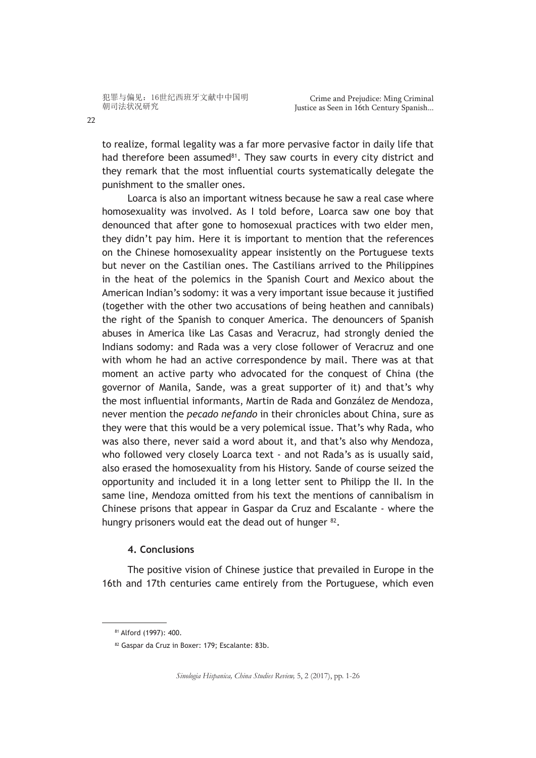to realize, formal legality was a far more pervasive factor in daily life that had therefore been assumed[81]. They saw courts in every city district and they remark that the most influential courts systematically delegate the punishment to the smaller ones.

Loarca is also an important witness because he saw a real case where homosexuality was involved. As I told before, Loarca saw one boy that denounced that after gone to homosexual practices with two elder men, they didn't pay him. Here it is important to mention that the references on the Chinese homosexuality appear insistently on the Portuguese texts but never on the Castilian ones. The Castilians arrived to the Philippines in the heat of the polemics in the Spanish Court and Mexico about the American Indian's sodomy: it was a very important issue because it justified (together with the other two accusations of being heathen and cannibals) the right of the Spanish to conquer America. The denouncers of Spanish abuses in America like Las Casas and Veracruz, had strongly denied the Indians sodomy: and Rada was a very close follower of Veracruz and one with whom he had an active correspondence by mail. There was at that moment an active party who advocated for the conquest of China (the governor of Manila, Sande, was a great supporter of it) and that's why the most influential informants, Martin de Rada and González de Mendoza, never mention the *pecado nefando* in their chronicles about China, sure as they were that this would be a very polemical issue. That's why Rada, who was also there, never said a word about it, and that's also why Mendoza, who followed very closely Loarca text - and not Rada's as is usually said, also erased the homosexuality from his History. Sande of course seized the opportunity and included it in a long letter sent to Philipp the II. In the same line, Mendoza omitted from his text the mentions of cannibalism in Chinese prisons that appear in Gaspar da Cruz and Escalante - where the hungry prisoners would eat the dead out of hunger [82].

## 4. Conclusions

The positive vision of Chinese justice that prevailed in Europe in the 16th and 17th centuries came entirely from the Portuguese, which even

[81] Alford (1997): 400.

[82] Gaspar da Cruz in Boxer: 179; Escalante: 83b.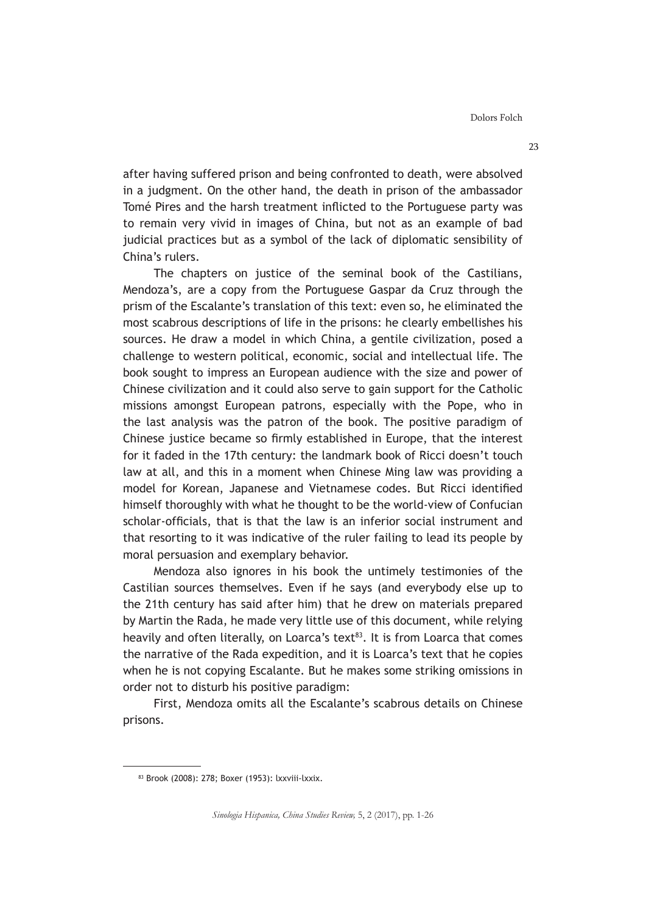after having suffered prison and being confronted to death, were absolved in a judgment. On the other hand, the death in prison of the ambassador Tomé Pires and the harsh treatment inflicted to the Portuguese party was to remain very vivid in images of China, but not as an example of bad judicial practices but as a symbol of the lack of diplomatic sensibility of China's rulers.

The chapters on justice of the seminal book of the Castilians, Mendoza's, are a copy from the Portuguese Gaspar da Cruz through the prism of the Escalante's translation of this text: even so, he eliminated the most scabrous descriptions of life in the prisons: he clearly embellishes his sources. He draw a model in which China, a gentile civilization, posed a challenge to western political, economic, social and intellectual life. The book sought to impress an European audience with the size and power of Chinese civilization and it could also serve to gain support for the Catholic missions amongst European patrons, especially with the Pope, who in the last analysis was the patron of the book. The positive paradigm of Chinese justice became so firmly established in Europe, that the interest for it faded in the 17th century: the landmark book of Ricci doesn't touch law at all, and this in a moment when Chinese Ming law was providing a model for Korean, Japanese and Vietnamese codes. But Ricci identified himself thoroughly with what he thought to be the world-view of Confucian scholar-officials, that is that the law is an inferior social instrument and that resorting to it was indicative of the ruler failing to lead its people by moral persuasion and exemplary behavior.

Mendoza also ignores in his book the untimely testimonies of the Castilian sources themselves. Even if he says (and everybody else up to the 21th century has said after him) that he drew on materials prepared by Martin the Rada, he made very little use of this document, while relying heavily and often literally, on Loarca's text[83]. It is from Loarca that comes the narrative of the Rada expedition, and it is Loarca's text that he copies when he is not copying Escalante. But he makes some striking omissions in order not to disturb his positive paradigm:

First, Mendoza omits all the Escalante's scabrous details on Chinese prisons.

[83] Brook (2008): 278; Boxer (1953): lxxviii-lxxix.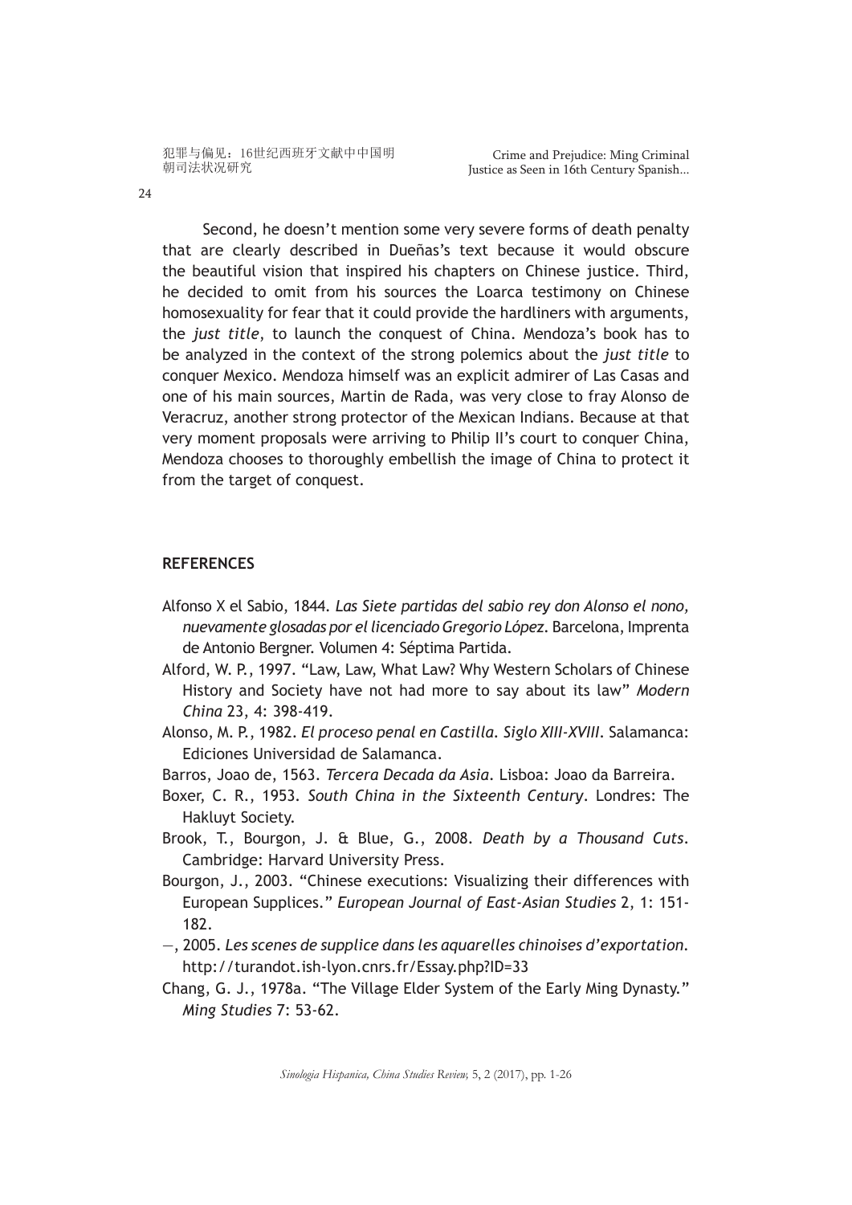Second, he doesn't mention some very severe forms of death penalty that are clearly described in Dueñas's text because it would obscure the beautiful vision that inspired his chapters on Chinese justice. Third, he decided to omit from his sources the Loarca testimony on Chinese homosexuality for fear that it could provide the hardliners with arguments, the *just title*, to launch the conquest of China. Mendoza's book has to be analyzed in the context of the strong polemics about the *just title* to conquer Mexico. Mendoza himself was an explicit admirer of Las Casas and one of his main sources, Martin de Rada, was very close to fray Alonso de Veracruz, another strong protector of the Mexican Indians. Because at that very moment proposals were arriving to Philip II's court to conquer China, Mendoza chooses to thoroughly embellish the image of China to protect it from the target of conquest.

## REFERENCES

Alfonso X el Sabio, 1844. *Las Siete partidas del sabio rey don Alonso el nono, nuevamente glosadas por el licenciado Gregorio López*. Barcelona, Imprenta de Antonio Bergner. Volumen 4: Séptima Partida.

Alford, W. P., 1997. "Law, Law, What Law? Why Western Scholars of Chinese History and Society have not had more to say about its law" *Modern China* 23, 4: 398-419.

Alonso, M. P., 1982. *El proceso penal en Castilla. Siglo XIII-XVIII*. Salamanca: Ediciones Universidad de Salamanca.

Barros, Joao de, 1563. *Tercera Decada da Asia*. Lisboa: Joao da Barreira.

Boxer, C. R., 1953. *South China in the Sixteenth Century*. Londres: The Hakluyt Society.

Brook, T., Bourgon, J. & Blue, G., 2008. *Death by a Thousand Cuts*. Cambridge: Harvard University Press.

Bourgon, J., 2003. "Chinese executions: Visualizing their differences with European Supplices." *European Journal of East-Asian Studies* 2, 1: 151-182.

—, 2005. *Les scenes de supplice dans les aquarelles chinoises d'exportation*. http://turandot.ish-lyon.cnrs.fr/Essay.php?ID=33

Chang, G. J., 1978a. "The Village Elder System of the Early Ming Dynasty." *Ming Studies* 7: 53-62.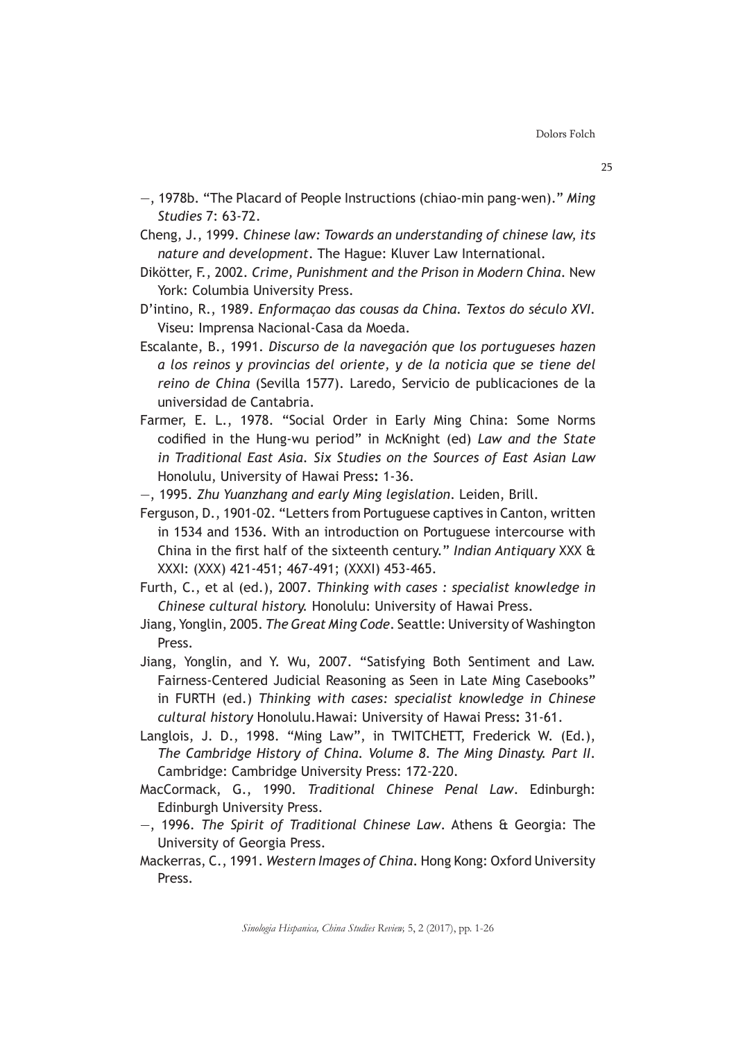—, 1978b. "The Placard of People Instructions (chiao-min pang-wen)." *Ming Studies* 7: 63-72.

Cheng, J., 1999. *Chinese law: Towards an understanding of chinese law, its nature and development*. The Hague: Kluver Law International.

Dikötter, F., 2002. *Crime, Punishment and the Prison in Modern China*. New York: Columbia University Press.

D'intino, R., 1989. *Enformaçao das cousas da China. Textos do século XVI*. Viseu: Imprensa Nacional-Casa da Moeda.

Escalante, B., 1991. *Discurso de la navegación que los portugueses hazen a los reinos y provincias del oriente, y de la noticia que se tiene del reino de China* (Sevilla 1577). Laredo, Servicio de publicaciones de la universidad de Cantabria.

Farmer, E. L., 1978. "Social Order in Early Ming China: Some Norms codified in the Hung-wu period" in McKnight (ed) *Law and the State in Traditional East Asia. Six Studies on the Sources of East Asian Law* Honolulu, University of Hawai Press**:** 1-36.

—, 1995. *Zhu Yuanzhang and early Ming legislation*. Leiden, Brill.

Ferguson, D., 1901-02. "Letters from Portuguese captives in Canton, written in 1534 and 1536. With an introduction on Portuguese intercourse with China in the first half of the sixteenth century." *Indian Antiquary* XXX & XXXI: (XXX) 421-451; 467-491; (XXXI) 453-465.

Furth, C., et al (ed.), 2007. *Thinking with cases : specialist knowledge in Chinese cultural history.* Honolulu: University of Hawai Press.

Jiang, Yonglin, 2005. *The Great Ming Code*. Seattle: University of Washington Press.

Jiang, Yonglin, and Y. Wu, 2007. "Satisfying Both Sentiment and Law. Fairness-Centered Judicial Reasoning as Seen in Late Ming Casebooks" in FURTH (ed.) *Thinking with cases: specialist knowledge in Chinese cultural history* Honolulu.Hawai: University of Hawai Press**:** 31-61.

Langlois, J. D., 1998. "Ming Law", in TWITCHETT, Frederick W. (Ed.), *The Cambridge History of China. Volume 8. The Ming Dinasty. Part II.* Cambridge: Cambridge University Press: 172-220.

MacCormack, G., 1990. *Traditional Chinese Penal Law*. Edinburgh: Edinburgh University Press.

—, 1996. *The Spirit of Traditional Chinese Law*. Athens & Georgia: The University of Georgia Press.

Mackerras, C., 1991. *Western Images of China*. Hong Kong: Oxford University Press.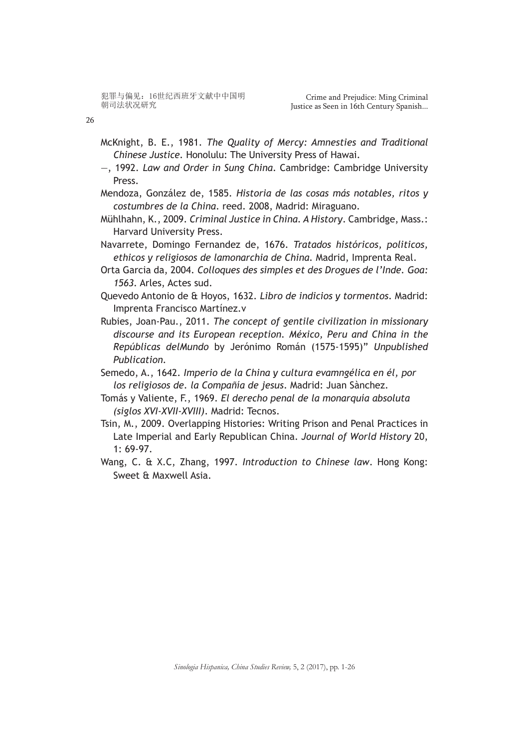McKnight, B. E., 1981. *The Quality of Mercy: Amnesties and Traditional Chinese Justice*. Honolulu: The University Press of Hawai.

—, 1992. *Law and Order in Sung China*. Cambridge: Cambridge University Press.

Mendoza, González de, 1585. *Historia de las cosas más notables, ritos y costumbres de la China*. reed. 2008, Madrid: Miraguano.

Mühlhahn, K., 2009. *Criminal Justice in China. A History*. Cambridge, Mass.: Harvard University Press.

Navarrete, Domingo Fernandez de, 1676. *Tratados históricos, politicos, ethicos y religiosos de lamonarchia de China*. Madrid, Imprenta Real.

Orta Garcia da, 2004. *Colloques des simples et des Drogues de l'Inde. Goa: 1563*. Arles, Actes sud.

Quevedo Antonio de & Hoyos, 1632. *Libro de indicios y tormentos*. Madrid: Imprenta Francisco Martínez.v

Rubies, Joan-Pau., 2011. *The concept of gentile civilization in missionary discourse and its European reception. México, Peru and China in the Repúblicas delMundo* by Jerónimo Román (1575-1595)" *Unpublished Publication*.

Semedo, A., 1642. *Imperio de la China y cultura evamngélica en él, por los religiosos de. la Compañía de jesus*. Madrid: Juan Sànchez.

Tomás y Valiente, F., 1969. *El derecho penal de la monarquía absoluta (siglos XVI-XVII-XVIII)*. Madrid: Tecnos.

Tsin, M., 2009. Overlapping Histories: Writing Prison and Penal Practices in Late Imperial and Early Republican China. *Journal of World History* 20, 1: 69-97.

Wang, C. & X.C, Zhang, 1997. *Introduction to Chinese law*. Hong Kong: Sweet & Maxwell Asia.